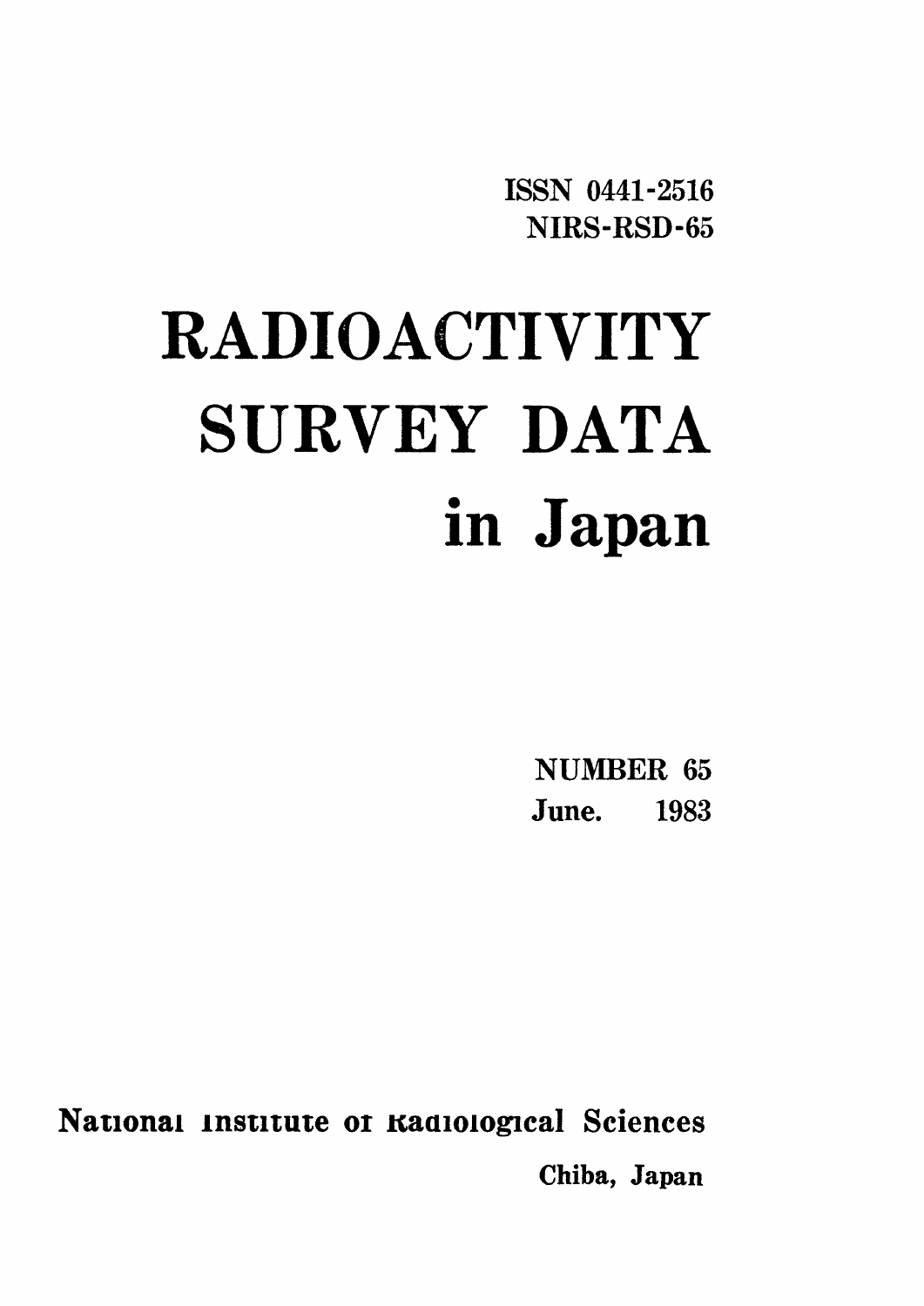ISSN 0441-2516
NIRS-RSD-65

# RADIOACTIVITY SURVEY DATA in Japan

NUMBER 65
June. 1983

National Institute of Radiological Sciences
Chiba, Japan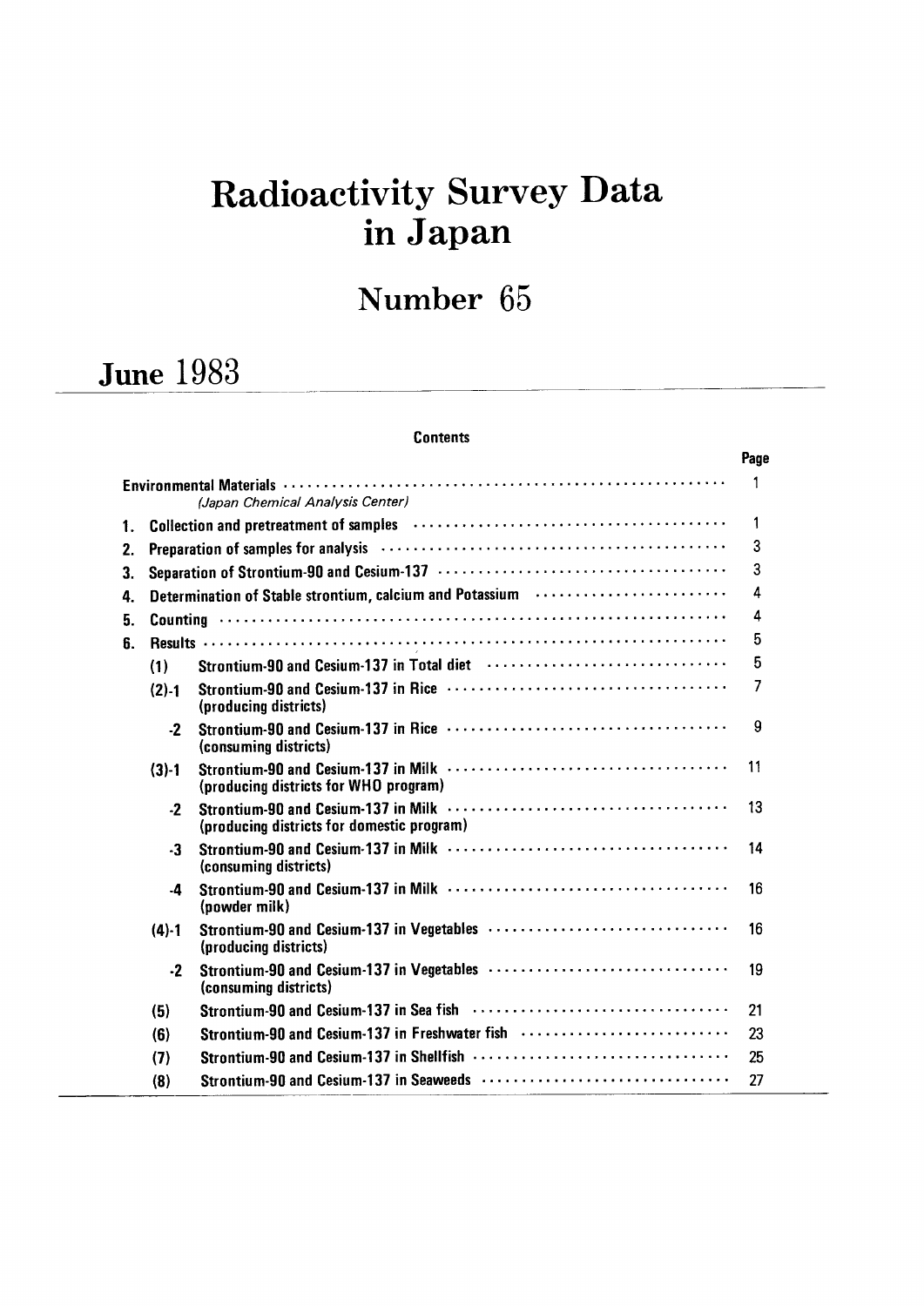# Radioactivity Survey Data in Japan

## Number 65

## June 1983

### Contents

| | | | Page |
|---|---|---|---|
| Environmental Materials *(Japan Chemical Analysis Center)* | | | 1 |
| 1. | Collection and pretreatment of samples | | 1 |
| 2. | Preparation of samples for analysis | | 3 |
| 3. | Separation of Strontium-90 and Cesium-137 | | 3 |
| 4. | Determination of Stable strontium, calcium and Potassium | | 4 |
| 5. | Counting | | 4 |
| 6. | Results | | 5 |
| | (1) | Strontium-90 and Cesium-137 in Total diet | 5 |
| | (2)-1 | Strontium-90 and Cesium-137 in Rice (producing districts) | 7 |
| | -2 | Strontium-90 and Cesium-137 in Rice (consuming districts) | 9 |
| | (3)-1 | Strontium-90 and Cesium-137 in Milk (producing districts for WHO program) | 11 |
| | -2 | Strontium-90 and Cesium-137 in Milk (producing districts for domestic program) | 13 |
| | -3 | Strontium-90 and Cesium-137 in Milk (consuming districts) | 14 |
| | -4 | Strontium-90 and Cesium-137 in Milk (powder milk) | 16 |
| | (4)-1 | Strontium-90 and Cesium-137 in Vegetables (producing districts) | 16 |
| | -2 | Strontium-90 and Cesium-137 in Vegetables (consuming districts) | 19 |
| | (5) | Strontium-90 and Cesium-137 in Sea fish | 21 |
| | (6) | Strontium-90 and Cesium-137 in Freshwater fish | 23 |
| | (7) | Strontium-90 and Cesium-137 in Shellfish | 25 |
| | (8) | Strontium-90 and Cesium-137 in Seaweeds | 27 |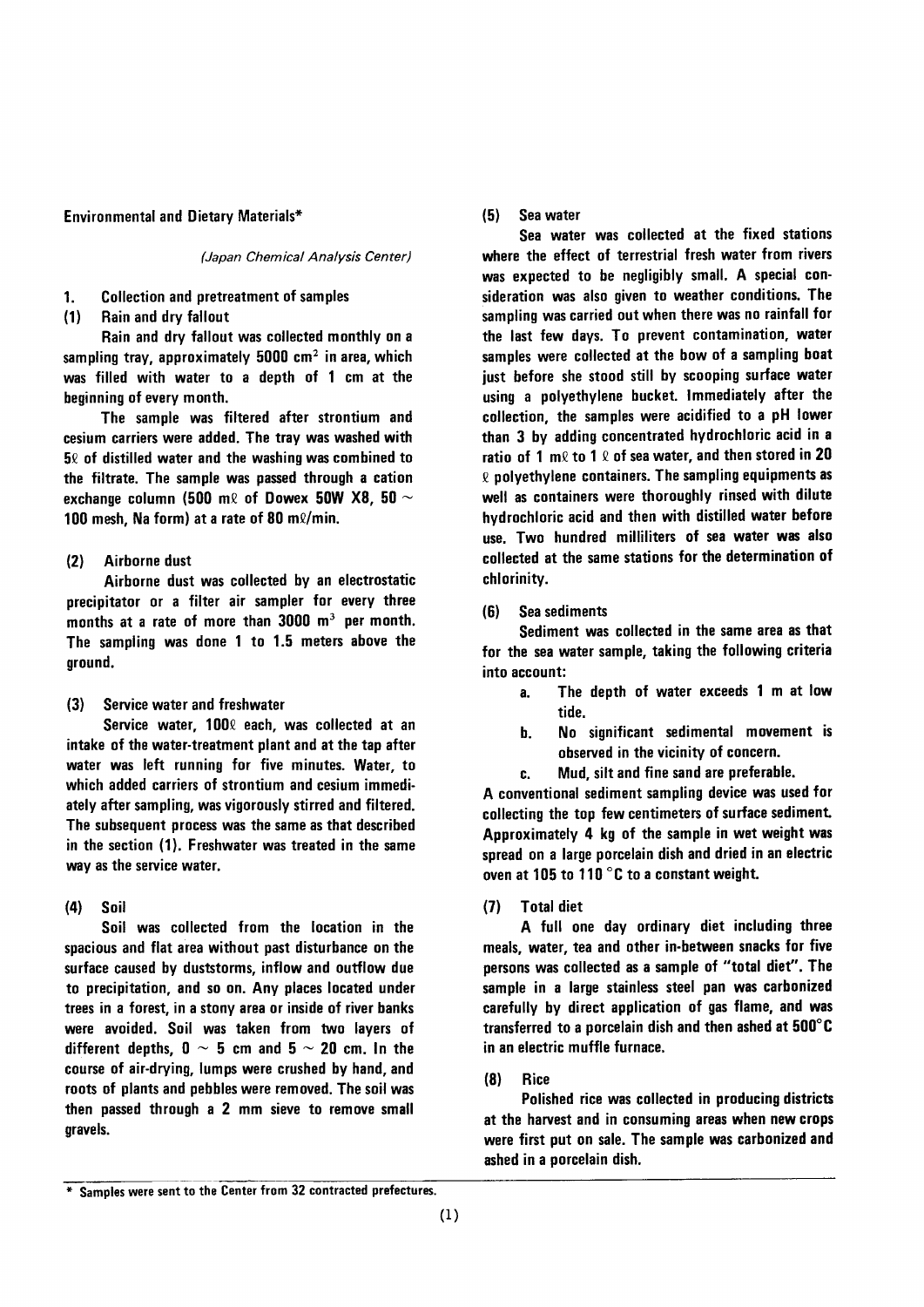## Environmental and Dietary Materials*

*(Japan Chemical Analysis Center)*

### 1. Collection and pretreatment of samples

#### (1) Rain and dry fallout

Rain and dry fallout was collected monthly on a sampling tray, approximately 5000 $cm^2$ in area, which was filled with water to a depth of 1 cm at the beginning of every month.

The sample was filtered after strontium and cesium carriers were added. The tray was washed with 5ℓ of distilled water and the washing was combined to the filtrate. The sample was passed through a cation exchange column (500 mℓ of Dowex 50W X8, 50 ~ 100 mesh, Na form) at a rate of 80 mℓ/min.

#### (2) Airborne dust

Airborne dust was collected by an electrostatic precipitator or a filter air sampler for every three months at a rate of more than 3000 $m^3$ per month. The sampling was done 1 to 1.5 meters above the ground.

#### (3) Service water and freshwater

Service water, 100ℓ each, was collected at an intake of the water-treatment plant and at the tap after water was left running for five minutes. Water, to which added carriers of strontium and cesium immediately after sampling, was vigorously stirred and filtered. The subsequent process was the same as that described in the section (1). Freshwater was treated in the same way as the service water.

#### (4) Soil

Soil was collected from the location in the spacious and flat area without past disturbance on the surface caused by duststorms, inflow and outflow due to precipitation, and so on. Any places located under trees in a forest, in a stony area or inside of river banks were avoided. Soil was taken from two layers of different depths, 0 ~ 5 cm and 5 ~ 20 cm. In the course of air-drying, lumps were crushed by hand, and roots of plants and pebbles were removed. The soil was then passed through a 2 mm sieve to remove small gravels.

#### (5) Sea water

Sea water was collected at the fixed stations where the effect of terrestrial fresh water from rivers was expected to be negligibly small. A special consideration was also given to weather conditions. The sampling was carried out when there was no rainfall for the last few days. To prevent contamination, water samples were collected at the bow of a sampling boat just before she stood still by scooping surface water using a polyethylene bucket. Immediately after the collection, the samples were acidified to a pH lower than 3 by adding concentrated hydrochloric acid in a ratio of 1 mℓ to 1 ℓ of sea water, and then stored in 20 ℓ polyethylene containers. The sampling equipments as well as containers were thoroughly rinsed with dilute hydrochloric acid and then with distilled water before use. Two hundred milliliters of sea water was also collected at the same stations for the determination of chlorinity.

#### (6) Sea sediments

Sediment was collected in the same area as that for the sea water sample, taking the following criteria into account:

- a. The depth of water exceeds 1 m at low tide.
- b. No significant sedimental movement is observed in the vicinity of concern.
- c. Mud, silt and fine sand are preferable.

A conventional sediment sampling device was used for collecting the top few centimeters of surface sediment. Approximately 4 kg of the sample in wet weight was spread on a large porcelain dish and dried in an electric oven at 105 to 110 °C to a constant weight.

#### (7) Total diet

A full one day ordinary diet including three meals, water, tea and other in-between snacks for five persons was collected as a sample of "total diet". The sample in a large stainless steel pan was carbonized carefully by direct application of gas flame, and was transferred to a porcelain dish and then ashed at 500°C in an electric muffle furnace.

#### (8) Rice

Polished rice was collected in producing districts at the harvest and in consuming areas when new crops were first put on sale. The sample was carbonized and ashed in a porcelain dish.

---

\* Samples were sent to the Center from 32 contracted prefectures.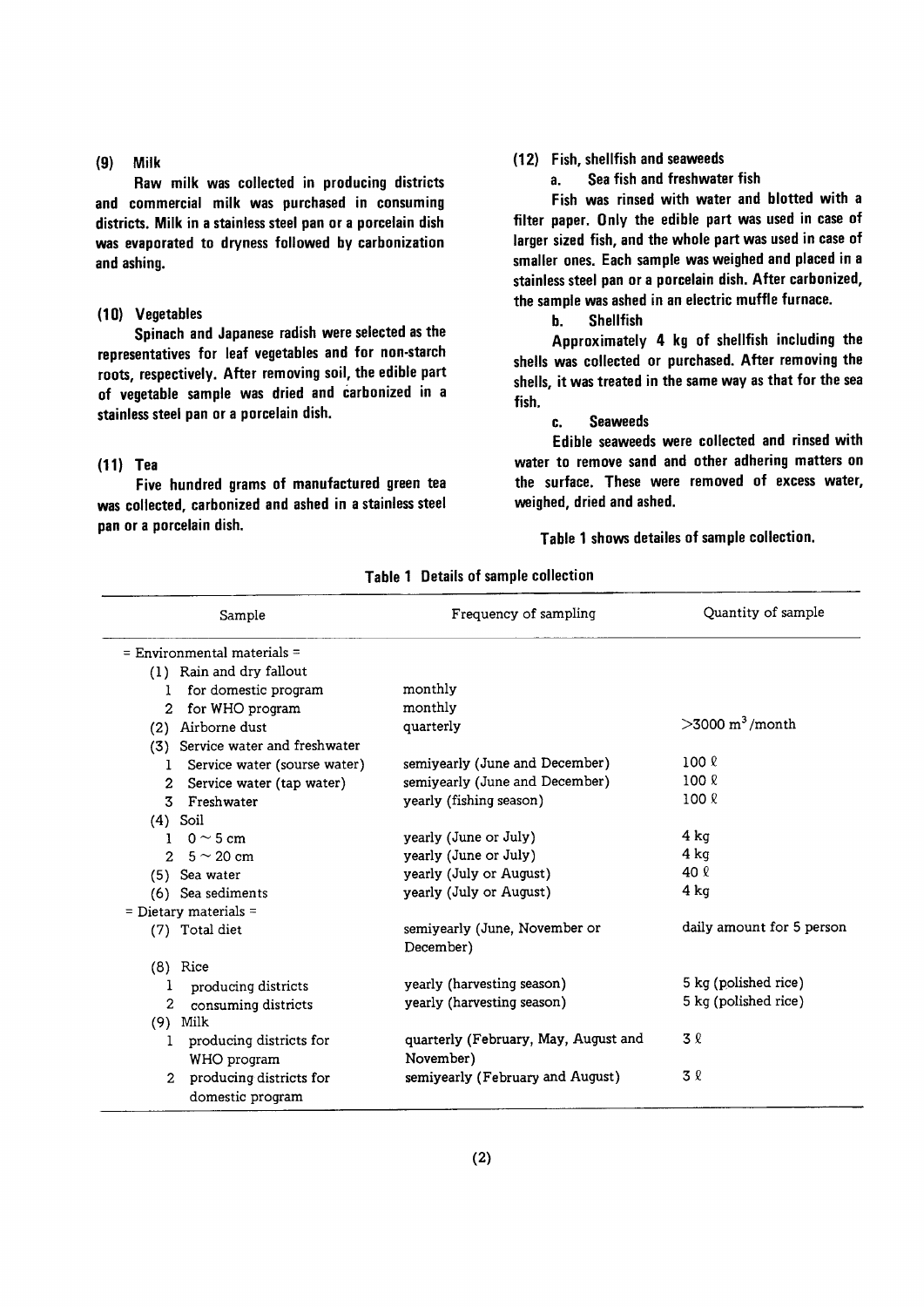### (9) Milk

Raw milk was collected in producing districts and commercial milk was purchased in consuming districts. Milk in a stainless steel pan or a porcelain dish was evaporated to dryness followed by carbonization and ashing.

### (10) Vegetables

Spinach and Japanese radish were selected as the representatives for leaf vegetables and for non-starch roots, respectively. After removing soil, the edible part of vegetable sample was dried and carbonized in a stainless steel pan or a porcelain dish.

### (11) Tea

Five hundred grams of manufactured green tea was collected, carbonized and ashed in a stainless steel pan or a porcelain dish.

### (12) Fish, shellfish and seaweeds

**a. Sea fish and freshwater fish**

Fish was rinsed with water and blotted with a filter paper. Only the edible part was used in case of larger sized fish, and the whole part was used in case of smaller ones. Each sample was weighed and placed in a stainless steel pan or a porcelain dish. After carbonized, the sample was ashed in an electric muffle furnace.

**b. Shellfish**

Approximately 4 kg of shellfish including the shells was collected or purchased. After removing the shells, it was treated in the same way as that for the sea fish.

**c. Seaweeds**

Edible seaweeds were collected and rinsed with water to remove sand and other adhering matters on the surface. These were removed of excess water, weighed, dried and ashed.

Table 1 shows detailes of sample collection.

**Table 1 Details of sample collection**

| Sample | Frequency of sampling | Quantity of sample |
|---|---|---|
| = Environmental materials = | | |
| (1) Rain and dry fallout | | |
| 1 for domestic program | monthly | |
| 2 for WHO program | monthly | |
| (2) Airborne dust | quarterly | >3000 $m^3$/month |
| (3) Service water and freshwater | | |
| 1 Service water (sourse water) | semiyearly (June and December) | 100 ℓ |
| 2 Service water (tap water) | semiyearly (June and December) | 100 ℓ |
| 3 Freshwater | yearly (fishing season) | 100 ℓ |
| (4) Soil | | |
| 1 0 ~ 5 cm | yearly (June or July) | 4 kg |
| 2 5 ~ 20 cm | yearly (June or July) | 4 kg |
| (5) Sea water | yearly (July or August) | 40 ℓ |
| (6) Sea sediments | yearly (July or August) | 4 kg |
| = Dietary materials = | | |
| (7) Total diet | semiyearly (June, November or December) | daily amount for 5 person |
| (8) Rice | | |
| 1 producing districts | yearly (harvesting season) | 5 kg (polished rice) |
| 2 consuming districts | yearly (harvesting season) | 5 kg (polished rice) |
| (9) Milk | | |
| 1 producing districts for WHO program | quarterly (February, May, August and November) | 3 ℓ |
| 2 producing districts for domestic program | semiyearly (February and August) | 3 ℓ |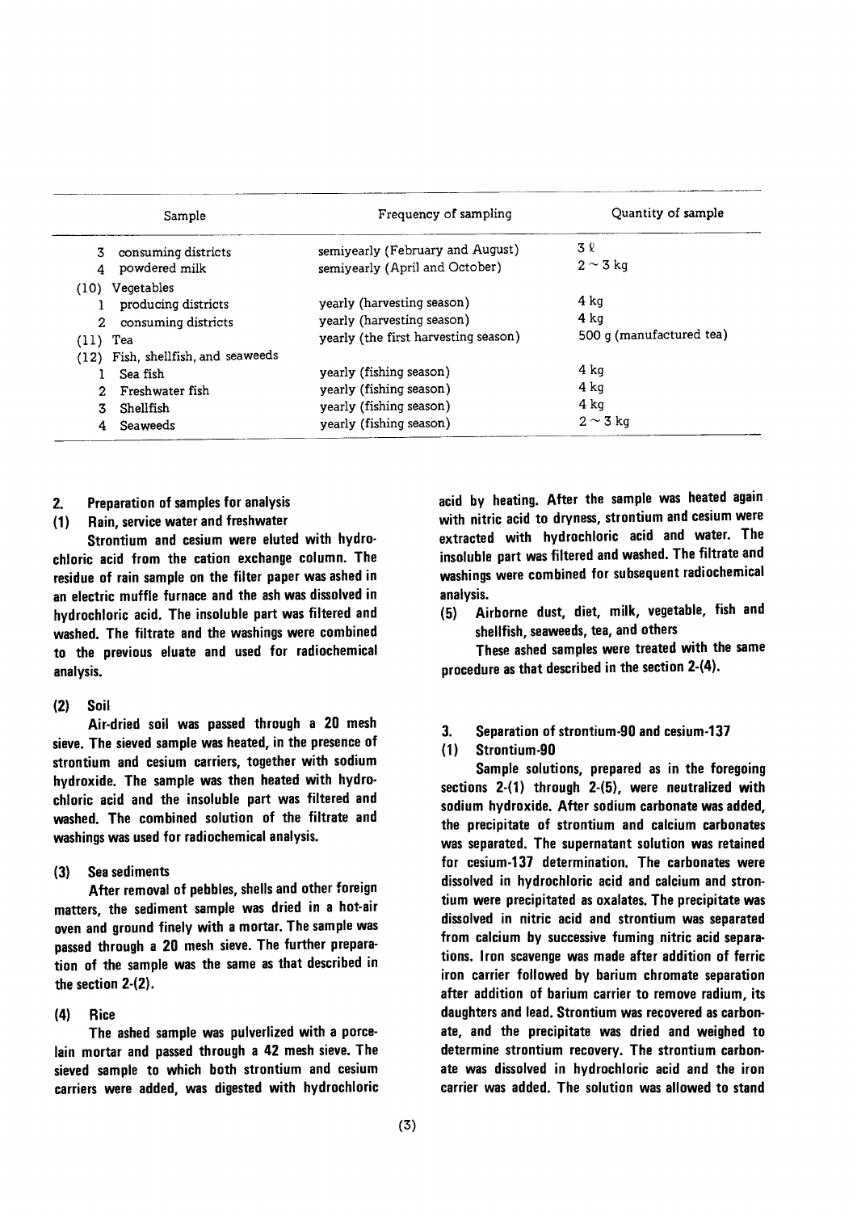| Sample | Frequency of sampling | Quantity of sample |
|---|---|---|
| 3 consuming districts | semiyearly (February and August) | 3 ℓ |
| 4 powdered milk | semiyearly (April and October) | 2 ~ 3 kg |
| (10) Vegetables | | |
| 1 producing districts | yearly (harvesting season) | 4 kg |
| 2 consuming districts | yearly (harvesting season) | 4 kg |
| (11) Tea | yearly (the first harvesting season) | 500 g (manufactured tea) |
| (12) Fish, shellfish, and seaweeds | | |
| 1 Sea fish | yearly (fishing season) | 4 kg |
| 2 Freshwater fish | yearly (fishing season) | 4 kg |
| 3 Shellfish | yearly (fishing season) | 4 kg |
| 4 Seaweeds | yearly (fishing season) | 2 ~ 3 kg |

## 2. Preparation of samples for analysis

### (1) Rain, service water and freshwater

Strontium and cesium were eluted with hydrochloric acid from the cation exchange column. The residue of rain sample on the filter paper was ashed in an electric muffle furnace and the ash was dissolved in hydrochloric acid. The insoluble part was filtered and washed. The filtrate and the washings were combined to the previous eluate and used for radiochemical analysis.

### (2) Soil

Air-dried soil was passed through a 20 mesh sieve. The sieved sample was heated, in the presence of strontium and cesium carriers, together with sodium hydroxide. The sample was then heated with hydrochloric acid and the insoluble part was filtered and washed. The combined solution of the filtrate and washings was used for radiochemical analysis.

### (3) Sea sediments

After removal of pebbles, shells and other foreign matters, the sediment sample was dried in a hot-air oven and ground finely with a mortar. The sample was passed through a 20 mesh sieve. The further preparation of the sample was the same as that described in the section 2-(2).

### (4) Rice

The ashed sample was pulverlized with a porcelain mortar and passed through a 42 mesh sieve. The sieved sample to which both strontium and cesium carriers were added, was digested with hydrochloric acid by heating. After the sample was heated again with nitric acid to dryness, strontium and cesium were extracted with hydrochloric acid and water. The insoluble part was filtered and washed. The filtrate and washings were combined for subsequent radiochemical analysis.

### (5) Airborne dust, diet, milk, vegetable, fish and shellfish, seaweeds, tea, and others

These ashed samples were treated with the same procedure as that described in the section 2-(4).

## 3. Separation of strontium-90 and cesium-137

### (1) Strontium-90

Sample solutions, prepared as in the foregoing sections 2-(1) through 2-(5), were neutralized with sodium hydroxide. After sodium carbonate was added, the precipitate of strontium and calcium carbonates was separated. The supernatant solution was retained for cesium-137 determination. The carbonates were dissolved in hydrochloric acid and calcium and strontium were precipitated as oxalates. The precipitate was dissolved in nitric acid and strontium was separated from calcium by successive fuming nitric acid separations. Iron scavenge was made after addition of ferric iron carrier followed by barium chromate separation after addition of barium carrier to remove radium, its daughters and lead. Strontium was recovered as carbonate, and the precipitate was dried and weighed to determine strontium recovery. The strontium carbonate was dissolved in hydrochloric acid and the iron carrier was added. The solution was allowed to stand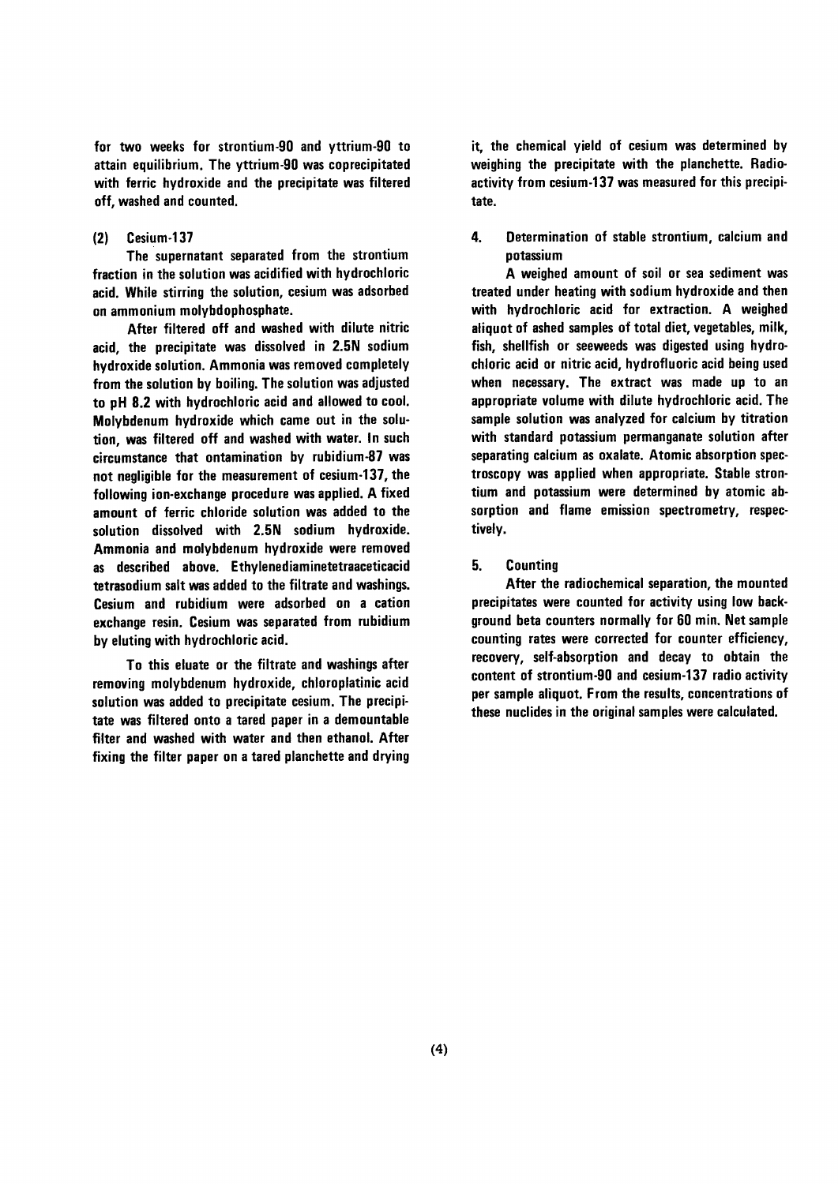for two weeks for strontium-90 and yttrium-90 to attain equilibrium. The yttrium-90 was coprecipitated with ferric hydroxide and the precipitate was filtered off, washed and counted.

### (2) Cesium-137

The supernatant separated from the strontium fraction in the solution was acidified with hydrochloric acid. While stirring the solution, cesium was adsorbed on ammonium molybdophosphate.

After filtered off and washed with dilute nitric acid, the precipitate was dissolved in 2.5N sodium hydroxide solution. Ammonia was removed completely from the solution by boiling. The solution was adjusted to pH 8.2 with hydrochloric acid and allowed to cool. Molybdenum hydroxide which came out in the solution, was filtered off and washed with water. In such circumstance that ontamination by rubidium-87 was not negligible for the measurement of cesium-137, the following ion-exchange procedure was applied. A fixed amount of ferric chloride solution was added to the solution dissolved with 2.5N sodium hydroxide. Ammonia and molybdenum hydroxide were removed as described above. Ethylenediaminetetraaceticacid tetrasodium salt was added to the filtrate and washings. Cesium and rubidium were adsorbed on a cation exchange resin. Cesium was separated from rubidium by eluting with hydrochloric acid.

To this eluate or the filtrate and washings after removing molybdenum hydroxide, chloroplatinic acid solution was added to precipitate cesium. The precipitate was filtered onto a tared paper in a demountable filter and washed with water and then ethanol. After fixing the filter paper on a tared planchette and drying it, the chemical yield of cesium was determined by weighing the precipitate with the planchette. Radioactivity from cesium-137 was measured for this precipitate.

## 4. Determination of stable strontium, calcium and potassium

A weighed amount of soil or sea sediment was treated under heating with sodium hydroxide and then with hydrochloric acid for extraction. A weighed aliquot of ashed samples of total diet, vegetables, milk, fish, shellfish or seeweeds was digested using hydrochloric acid or nitric acid, hydrofluoric acid being used when necessary. The extract was made up to an appropriate volume with dilute hydrochloric acid. The sample solution was analyzed for calcium by titration with standard potassium permanganate solution after separating calcium as oxalate. Atomic absorption spectroscopy was applied when appropriate. Stable strontium and potassium were determined by atomic absorption and flame emission spectrometry, respectively.

## 5. Counting

After the radiochemical separation, the mounted precipitates were counted for activity using low background beta counters normally for 60 min. Net sample counting rates were corrected for counter efficiency, recovery, self-absorption and decay to obtain the content of strontium-90 and cesium-137 radio activity per sample aliquot. From the results, concentrations of these nuclides in the original samples were calculated.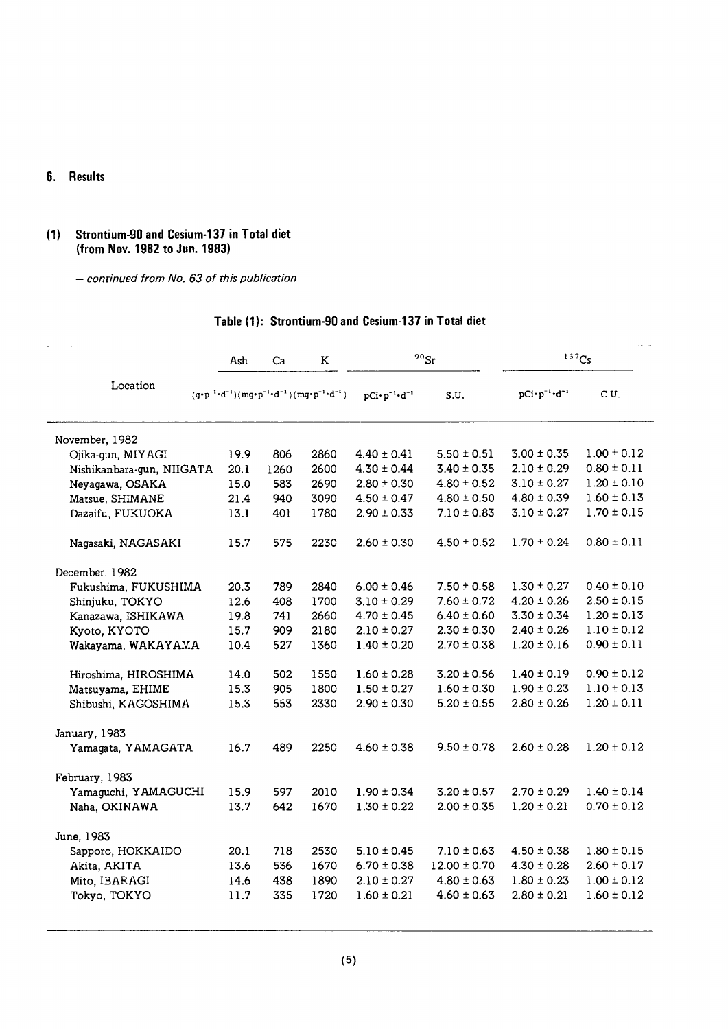## 6. Results

### (1) Strontium-90 and Cesium-137 in Total diet (from Nov. 1982 to Jun. 1983)

*– continued from No. 63 of this publication –*

**Table (1): Strontium-90 and Cesium-137 in Total diet**

| Location | Ash | Ca | K | $^{90}Sr$ | | $^{137}Cs$ | |
|---|---|---|---|---|---|---|---|
| | $(g \cdot p^{-1} \cdot d^{-1})$ | $(mg \cdot p^{-1} \cdot d^{-1})$ | $(mg \cdot p^{-1} \cdot d^{-1})$ | $pCi \cdot p^{-1} \cdot d^{-1}$ | S.U. | $pCi \cdot p^{-1} \cdot d^{-1}$ | C.U. |
| November, 1982 | | | | | | | |
| Ojika-gun, MIYAGI | 19.9 | 806 | 2860 | 4.40 ± 0.41 | 5.50 ± 0.51 | 3.00 ± 0.35 | 1.00 ± 0.12 |
| Nishikanbara-gun, NIIGATA | 20.1 | 1260 | 2600 | 4.30 ± 0.44 | 3.40 ± 0.35 | 2.10 ± 0.29 | 0.80 ± 0.11 |
| Neyagawa, OSAKA | 15.0 | 583 | 2690 | 2.80 ± 0.30 | 4.80 ± 0.52 | 3.10 ± 0.27 | 1.20 ± 0.10 |
| Matsue, SHIMANE | 21.4 | 940 | 3090 | 4.50 ± 0.47 | 4.80 ± 0.50 | 4.80 ± 0.39 | 1.60 ± 0.13 |
| Dazaifu, FUKUOKA | 13.1 | 401 | 1780 | 2.90 ± 0.33 | 7.10 ± 0.83 | 3.10 ± 0.27 | 1.70 ± 0.15 |
| Nagasaki, NAGASAKI | 15.7 | 575 | 2230 | 2.60 ± 0.30 | 4.50 ± 0.52 | 1.70 ± 0.24 | 0.80 ± 0.11 |
| December, 1982 | | | | | | | |
| Fukushima, FUKUSHIMA | 20.3 | 789 | 2840 | 6.00 ± 0.46 | 7.50 ± 0.58 | 1.30 ± 0.27 | 0.40 ± 0.10 |
| Shinjuku, TOKYO | 12.6 | 408 | 1700 | 3.10 ± 0.29 | 7.60 ± 0.72 | 4.20 ± 0.26 | 2.50 ± 0.15 |
| Kanazawa, ISHIKAWA | 19.8 | 741 | 2660 | 4.70 ± 0.45 | 6.40 ± 0.60 | 3.30 ± 0.34 | 1.20 ± 0.13 |
| Kyoto, KYOTO | 15.7 | 909 | 2180 | 2.10 ± 0.27 | 2.30 ± 0.30 | 2.40 ± 0.26 | 1.10 ± 0.12 |
| Wakayama, WAKAYAMA | 10.4 | 527 | 1360 | 1.40 ± 0.20 | 2.70 ± 0.38 | 1.20 ± 0.16 | 0.90 ± 0.11 |
| Hiroshima, HIROSHIMA | 14.0 | 502 | 1550 | 1.60 ± 0.28 | 3.20 ± 0.56 | 1.40 ± 0.19 | 0.90 ± 0.12 |
| Matsuyama, EHIME | 15.3 | 905 | 1800 | 1.50 ± 0.27 | 1.60 ± 0.30 | 1.90 ± 0.23 | 1.10 ± 0.13 |
| Shibushi, KAGOSHIMA | 15.3 | 553 | 2330 | 2.90 ± 0.30 | 5.20 ± 0.55 | 2.80 ± 0.26 | 1.20 ± 0.11 |
| January, 1983 | | | | | | | |
| Yamagata, YAMAGATA | 16.7 | 489 | 2250 | 4.60 ± 0.38 | 9.50 ± 0.78 | 2.60 ± 0.28 | 1.20 ± 0.12 |
| February, 1983 | | | | | | | |
| Yamaguchi, YAMAGUCHI | 15.9 | 597 | 2010 | 1.90 ± 0.34 | 3.20 ± 0.57 | 2.70 ± 0.29 | 1.40 ± 0.14 |
| Naha, OKINAWA | 13.7 | 642 | 1670 | 1.30 ± 0.22 | 2.00 ± 0.35 | 1.20 ± 0.21 | 0.70 ± 0.12 |
| June, 1983 | | | | | | | |
| Sapporo, HOKKAIDO | 20.1 | 718 | 2530 | 5.10 ± 0.45 | 7.10 ± 0.63 | 4.50 ± 0.38 | 1.80 ± 0.15 |
| Akita, AKITA | 13.6 | 536 | 1670 | 6.70 ± 0.38 | 12.00 ± 0.70 | 4.30 ± 0.28 | 2.60 ± 0.17 |
| Mito, IBARAGI | 14.6 | 438 | 1890 | 2.10 ± 0.27 | 4.80 ± 0.63 | 1.80 ± 0.23 | 1.00 ± 0.12 |
| Tokyo, TOKYO | 11.7 | 335 | 1720 | 1.60 ± 0.21 | 4.60 ± 0.63 | 2.80 ± 0.21 | 1.60 ± 0.12 |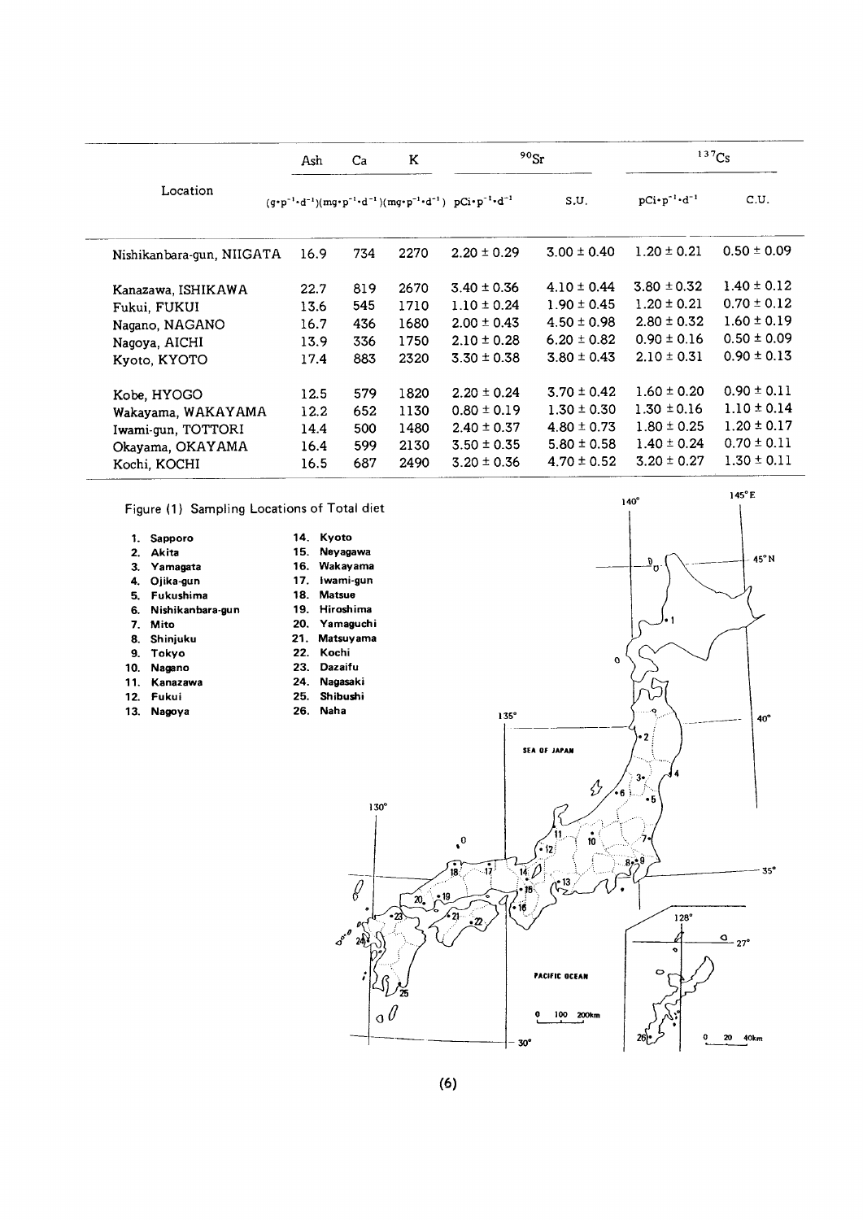| Location | Ash | Ca | K | $^{90}Sr$ | | $^{137}Cs$ | |
|---|---|---|---|---|---|---|---|
| | $(g \cdot p^{-1} \cdot d^{-1})$ | $(mg \cdot p^{-1} \cdot d^{-1})$ | $(mg \cdot p^{-1} \cdot d^{-1})$ | $pCi \cdot p^{-1} \cdot d^{-1}$ | S.U. | $pCi \cdot p^{-1} \cdot d^{-1}$ | C.U. |
| Nishikanbara-gun, NIIGATA | 16.9 | 734 | 2270 | 2.20 ± 0.29 | 3.00 ± 0.40 | 1.20 ± 0.21 | 0.50 ± 0.09 |
| Kanazawa, ISHIKAWA | 22.7 | 819 | 2670 | 3.40 ± 0.36 | 4.10 ± 0.44 | 3.80 ± 0.32 | 1.40 ± 0.12 |
| Fukui, FUKUI | 13.6 | 545 | 1710 | 1.10 ± 0.24 | 1.90 ± 0.45 | 1.20 ± 0.21 | 0.70 ± 0.12 |
| Nagano, NAGANO | 16.7 | 436 | 1680 | 2.00 ± 0.43 | 4.50 ± 0.98 | 2.80 ± 0.32 | 1.60 ± 0.19 |
| Nagoya, AICHI | 13.9 | 336 | 1750 | 2.10 ± 0.28 | 6.20 ± 0.82 | 0.90 ± 0.16 | 0.50 ± 0.09 |
| Kyoto, KYOTO | 17.4 | 883 | 2320 | 3.30 ± 0.38 | 3.80 ± 0.43 | 2.10 ± 0.31 | 0.90 ± 0.13 |
| Kobe, HYOGO | 12.5 | 579 | 1820 | 2.20 ± 0.24 | 3.70 ± 0.42 | 1.60 ± 0.20 | 0.90 ± 0.11 |
| Wakayama, WAKAYAMA | 12.2 | 652 | 1130 | 0.80 ± 0.19 | 1.30 ± 0.30 | 1.30 ± 0.16 | 1.10 ± 0.14 |
| Iwami-gun, TOTTORI | 14.4 | 500 | 1480 | 2.40 ± 0.37 | 4.80 ± 0.73 | 1.80 ± 0.25 | 1.20 ± 0.17 |
| Okayama, OKAYAMA | 16.4 | 599 | 2130 | 3.50 ± 0.35 | 5.80 ± 0.58 | 1.40 ± 0.24 | 0.70 ± 0.11 |
| Kochi, KOCHI | 16.5 | 687 | 2490 | 3.20 ± 0.36 | 4.70 ± 0.52 | 3.20 ± 0.27 | 1.30 ± 0.11 |

Figure (1) Sampling Locations of Total diet

1. Sapporo
2. Akita
3. Yamagata
4. Ojika-gun
5. Fukushima
6. Nishikanbara-gun
7. Mito
8. Shinjuku
9. Tokyo
10. Nagano
11. Kanazawa
12. Fukui
13. Nagoya
14. Kyoto
15. Neyagawa
16. Wakayama
17. Iwami-gun
18. Matsue
19. Hiroshima
20. Yamaguchi
21. Matsuyama
22. Kochi
23. Dazaifu
24. Nagasaki
25. Shibushi
26. Naha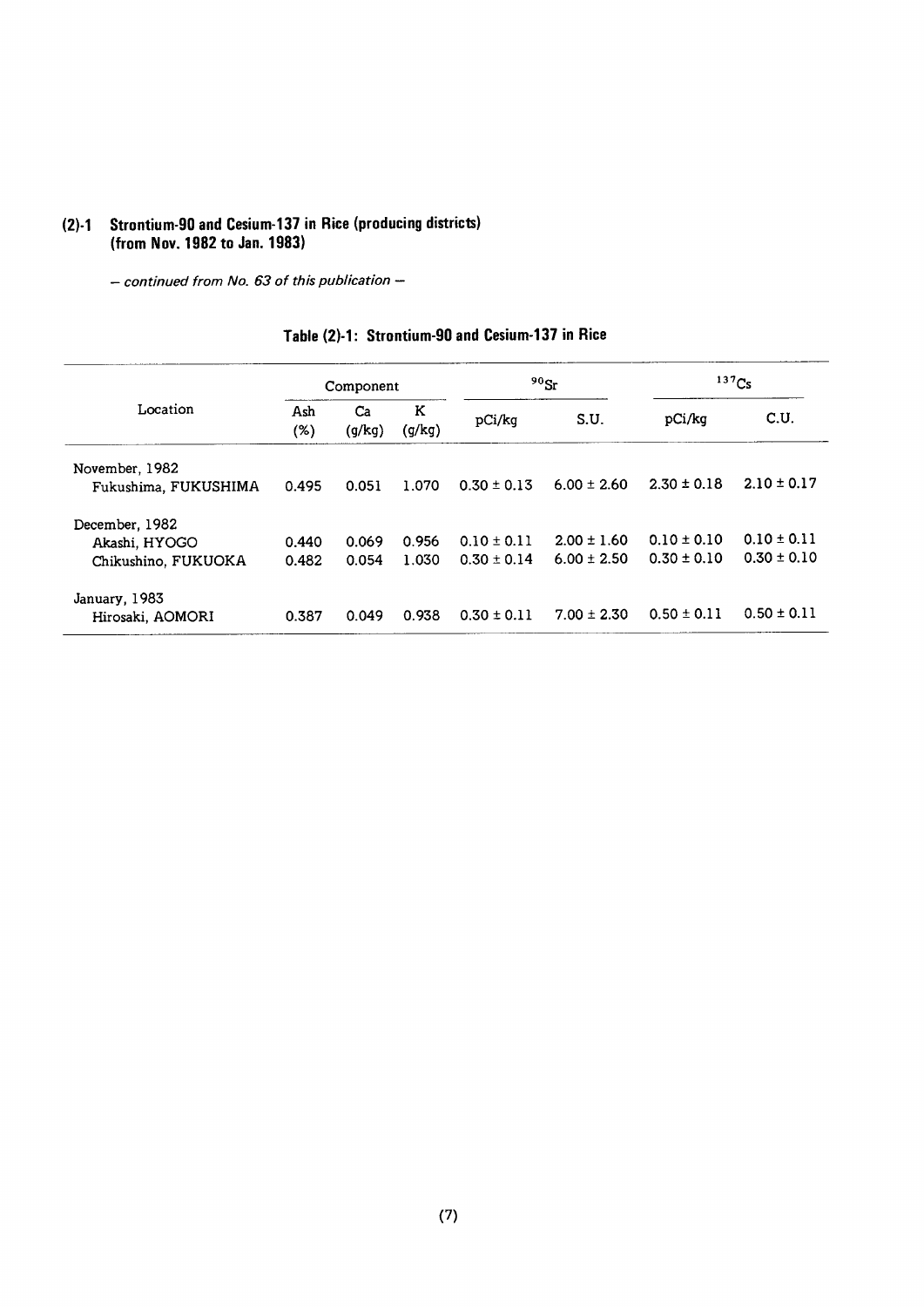## (2)-1 Strontium-90 and Cesium-137 in Rice (producing districts) (from Nov. 1982 to Jan. 1983)

*– continued from No. 63 of this publication –*

### Table (2)-1: Strontium-90 and Cesium-137 in Rice

| Location | Component | | | $^{90}Sr$ | | $^{137}Cs$ | |
|---|---|---|---|---|---|---|---|
| | Ash (%) | Ca (g/kg) | K (g/kg) | pCi/kg | S.U. | pCi/kg | C.U. |
| November, 1982 | | | | | | | |
| Fukushima, FUKUSHIMA | 0.495 | 0.051 | 1.070 | 0.30 ± 0.13 | 6.00 ± 2.60 | 2.30 ± 0.18 | 2.10 ± 0.17 |
| December, 1982 | | | | | | | |
| Akashi, HYOGO | 0.440 | 0.069 | 0.956 | 0.10 ± 0.11 | 2.00 ± 1.60 | 0.10 ± 0.10 | 0.10 ± 0.11 |
| Chikushino, FUKUOKA | 0.482 | 0.054 | 1.030 | 0.30 ± 0.14 | 6.00 ± 2.50 | 0.30 ± 0.10 | 0.30 ± 0.10 |
| January, 1983 | | | | | | | |
| Hirosaki, AOMORI | 0.387 | 0.049 | 0.938 | 0.30 ± 0.11 | 7.00 ± 2.30 | 0.50 ± 0.11 | 0.50 ± 0.11 |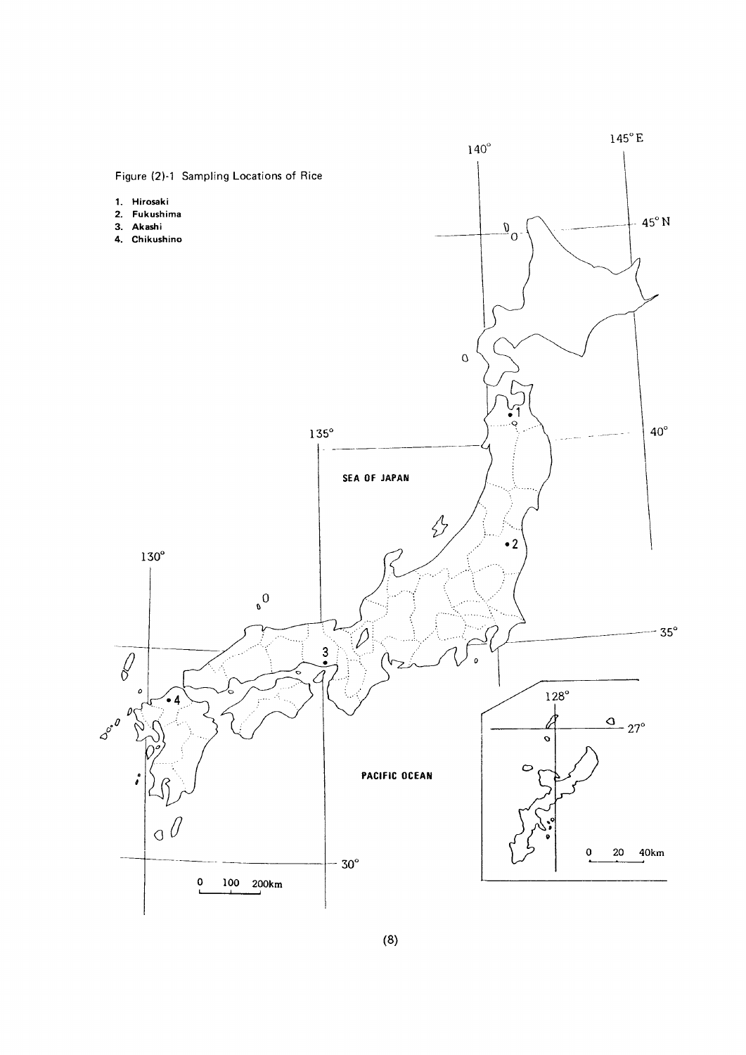Figure (2)-1 Sampling Locations of Rice

1. Hirosaki
2. Fukushima
3. Akashi
4. Chikushino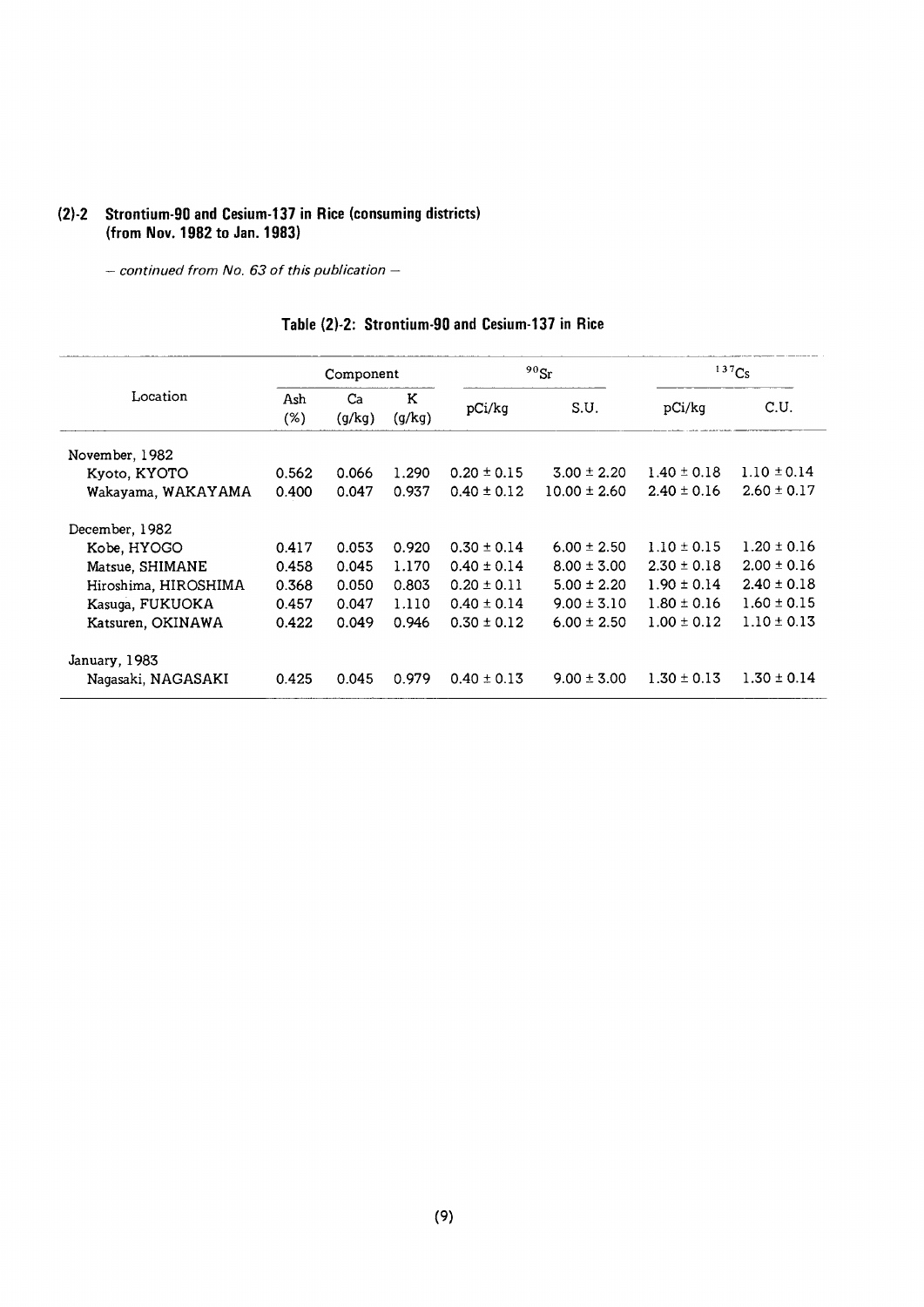## (2)-2 Strontium-90 and Cesium-137 in Rice (consuming districts) (from Nov. 1982 to Jan. 1983)

*– continued from No. 63 of this publication –*

### Table (2)-2: Strontium-90 and Cesium-137 in Rice

| Location | Component | | | $^{90}Sr$ | | $^{137}Cs$ | |
|---|---|---|---|---|---|---|---|
| | Ash (%) | Ca (g/kg) | K (g/kg) | pCi/kg | S.U. | pCi/kg | C.U. |
| November, 1982 | | | | | | | |
| Kyoto, KYOTO | 0.562 | 0.066 | 1.290 | 0.20 ± 0.15 | 3.00 ± 2.20 | 1.40 ± 0.18 | 1.10 ± 0.14 |
| Wakayama, WAKAYAMA | 0.400 | 0.047 | 0.937 | 0.40 ± 0.12 | 10.00 ± 2.60 | 2.40 ± 0.16 | 2.60 ± 0.17 |
| December, 1982 | | | | | | | |
| Kobe, HYOGO | 0.417 | 0.053 | 0.920 | 0.30 ± 0.14 | 6.00 ± 2.50 | 1.10 ± 0.15 | 1.20 ± 0.16 |
| Matsue, SHIMANE | 0.458 | 0.045 | 1.170 | 0.40 ± 0.14 | 8.00 ± 3.00 | 2.30 ± 0.18 | 2.00 ± 0.16 |
| Hiroshima, HIROSHIMA | 0.368 | 0.050 | 0.803 | 0.20 ± 0.11 | 5.00 ± 2.20 | 1.90 ± 0.14 | 2.40 ± 0.18 |
| Kasuga, FUKUOKA | 0.457 | 0.047 | 1.110 | 0.40 ± 0.14 | 9.00 ± 3.10 | 1.80 ± 0.16 | 1.60 ± 0.15 |
| Katsuren, OKINAWA | 0.422 | 0.049 | 0.946 | 0.30 ± 0.12 | 6.00 ± 2.50 | 1.00 ± 0.12 | 1.10 ± 0.13 |
| January, 1983 | | | | | | | |
| Nagasaki, NAGASAKI | 0.425 | 0.045 | 0.979 | 0.40 ± 0.13 | 9.00 ± 3.00 | 1.30 ± 0.13 | 1.30 ± 0.14 |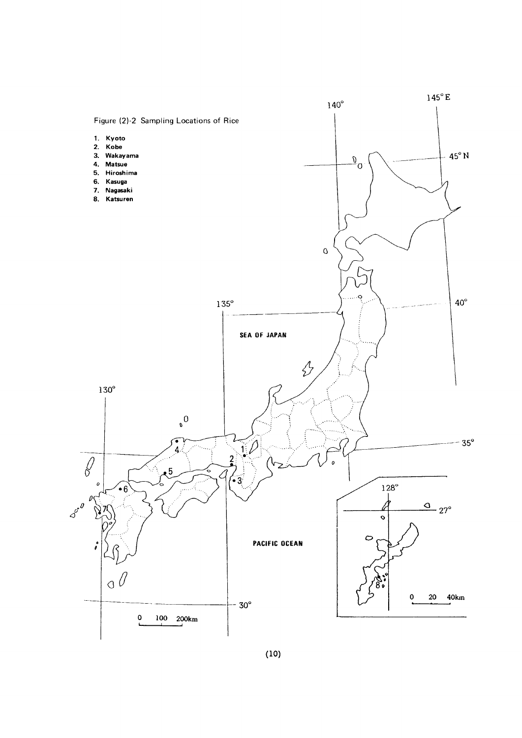Figure (2)-2 Sampling Locations of Rice

1. Kyoto
2. Kobe
3. Wakayama
4. Matsue
5. Hiroshima
6. Kasuga
7. Nagasaki
8. Katsuren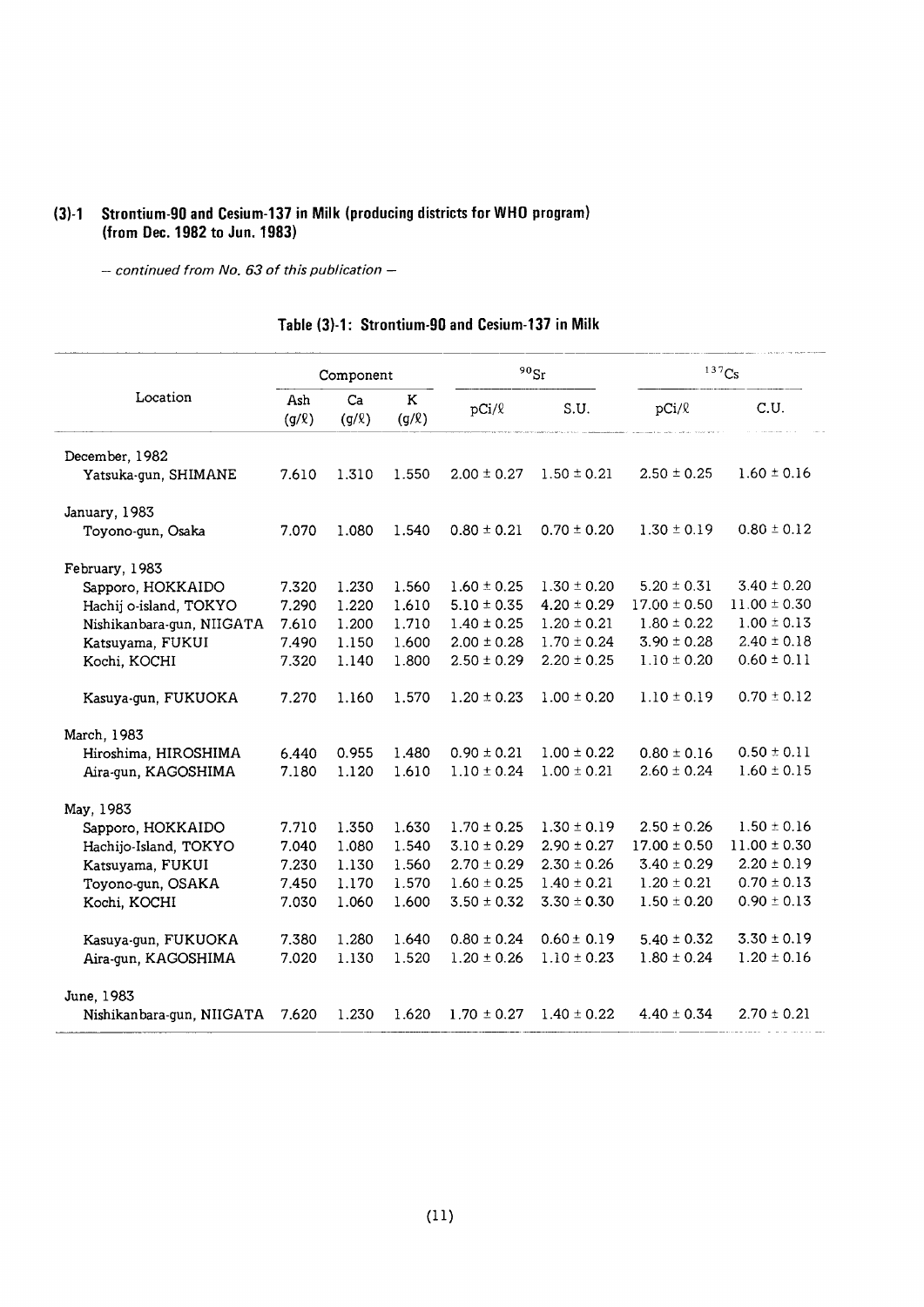### (3)-1 Strontium-90 and Cesium-137 in Milk (producing districts for WHO program) (from Dec. 1982 to Jun. 1983)

*— continued from No. 63 of this publication —*

**Table (3)-1: Strontium-90 and Cesium-137 in Milk**

| Location | Component | | | $^{90}Sr$ | | $^{137}Cs$ | |
|---|---|---|---|---|---|---|---|
| | Ash (g/ℓ) | Ca (g/ℓ) | K (g/ℓ) | pCi/ℓ | S.U. | pCi/ℓ | C.U. |
| December, 1982 | | | | | | | |
| Yatsuka-gun, SHIMANE | 7.610 | 1.310 | 1.550 | 2.00 ± 0.27 | 1.50 ± 0.21 | 2.50 ± 0.25 | 1.60 ± 0.16 |
| January, 1983 | | | | | | | |
| Toyono-gun, Osaka | 7.070 | 1.080 | 1.540 | 0.80 ± 0.21 | 0.70 ± 0.20 | 1.30 ± 0.19 | 0.80 ± 0.12 |
| February, 1983 | | | | | | | |
| Sapporo, HOKKAIDO | 7.320 | 1.230 | 1.560 | 1.60 ± 0.25 | 1.30 ± 0.20 | 5.20 ± 0.31 | 3.40 ± 0.20 |
| Hachij o-island, TOKYO | 7.290 | 1.220 | 1.610 | 5.10 ± 0.35 | 4.20 ± 0.29 | 17.00 ± 0.50 | 11.00 ± 0.30 |
| Nishikanbara-gun, NIIGATA | 7.610 | 1.200 | 1.710 | 1.40 ± 0.25 | 1.20 ± 0.21 | 1.80 ± 0.22 | 1.00 ± 0.13 |
| Katsuyama, FUKUI | 7.490 | 1.150 | 1.600 | 2.00 ± 0.28 | 1.70 ± 0.24 | 3.90 ± 0.28 | 2.40 ± 0.18 |
| Kochi, KOCHI | 7.320 | 1.140 | 1.800 | 2.50 ± 0.29 | 2.20 ± 0.25 | 1.10 ± 0.20 | 0.60 ± 0.11 |
| Kasuya-gun, FUKUOKA | 7.270 | 1.160 | 1.570 | 1.20 ± 0.23 | 1.00 ± 0.20 | 1.10 ± 0.19 | 0.70 ± 0.12 |
| March, 1983 | | | | | | | |
| Hiroshima, HIROSHIMA | 6.440 | 0.955 | 1.480 | 0.90 ± 0.21 | 1.00 ± 0.22 | 0.80 ± 0.16 | 0.50 ± 0.11 |
| Aira-gun, KAGOSHIMA | 7.180 | 1.120 | 1.610 | 1.10 ± 0.24 | 1.00 ± 0.21 | 2.60 ± 0.24 | 1.60 ± 0.15 |
| May, 1983 | | | | | | | |
| Sapporo, HOKKAIDO | 7.710 | 1.350 | 1.630 | 1.70 ± 0.25 | 1.30 ± 0.19 | 2.50 ± 0.26 | 1.50 ± 0.16 |
| Hachijo-Island, TOKYO | 7.040 | 1.080 | 1.540 | 3.10 ± 0.29 | 2.90 ± 0.27 | 17.00 ± 0.50 | 11.00 ± 0.30 |
| Katsuyama, FUKUI | 7.230 | 1.130 | 1.560 | 2.70 ± 0.29 | 2.30 ± 0.26 | 3.40 ± 0.29 | 2.20 ± 0.19 |
| Toyono-gun, OSAKA | 7.450 | 1.170 | 1.570 | 1.60 ± 0.25 | 1.40 ± 0.21 | 1.20 ± 0.21 | 0.70 ± 0.13 |
| Kochi, KOCHI | 7.030 | 1.060 | 1.600 | 3.50 ± 0.32 | 3.30 ± 0.30 | 1.50 ± 0.20 | 0.90 ± 0.13 |
| Kasuya-gun, FUKUOKA | 7.380 | 1.280 | 1.640 | 0.80 ± 0.24 | 0.60 ± 0.19 | 5.40 ± 0.32 | 3.30 ± 0.19 |
| Aira-gun, KAGOSHIMA | 7.020 | 1.130 | 1.520 | 1.20 ± 0.26 | 1.10 ± 0.23 | 1.80 ± 0.24 | 1.20 ± 0.16 |
| June, 1983 | | | | | | | |
| Nishikanbara-gun, NIIGATA | 7.620 | 1.230 | 1.620 | 1.70 ± 0.27 | 1.40 ± 0.22 | 4.40 ± 0.34 | 2.70 ± 0.21 |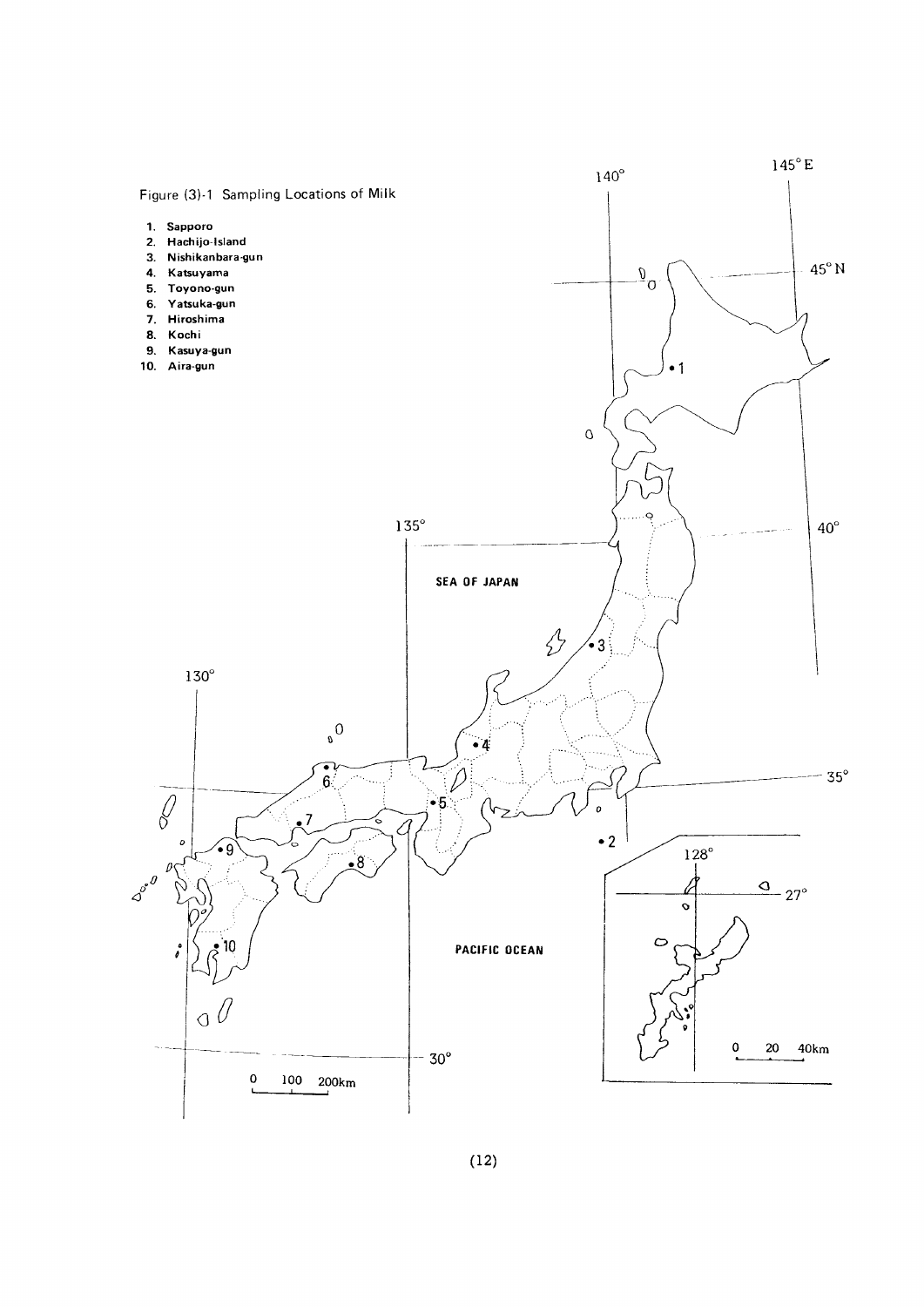Figure (3)-1 Sampling Locations of Milk

1. Sapporo
2. Hachijo-Island
3. Nishikanbara-gun
4. Katsuyama
5. Toyono-gun
6. Yatsuka-gun
7. Hiroshima
8. Kochi
9. Kasuya-gun
10. Aira-gun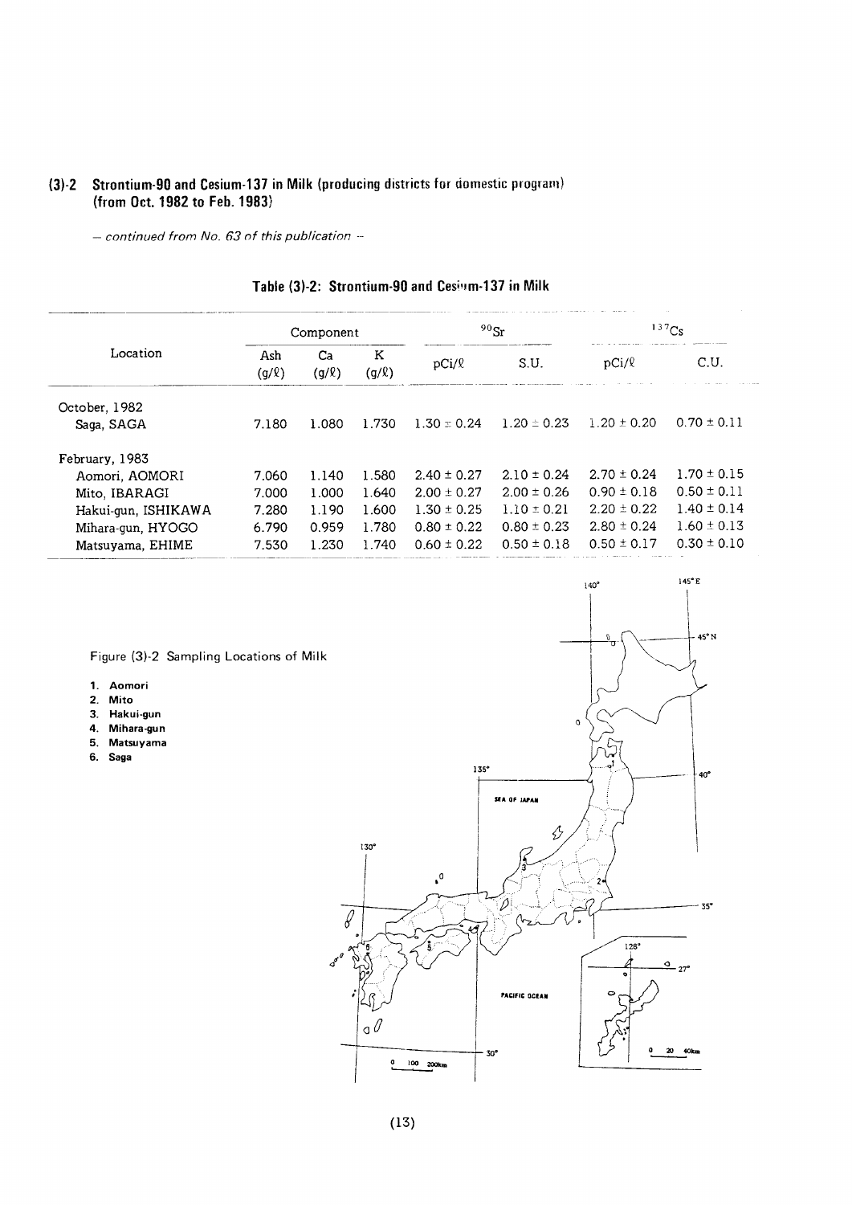## (3)-2 Strontium-90 and Cesium-137 in Milk (producing districts for domestic program) (from Oct. 1982 to Feb. 1983)

*– continued from No. 63 of this publication –*

### Table (3)-2: Strontium-90 and Cesium-137 in Milk

| Location | Component | | | $^{90}Sr$ | | $^{137}Cs$ | |
|---|---|---|---|---|---|---|---|
| | Ash (g/ℓ) | Ca (g/ℓ) | K (g/ℓ) | pCi/ℓ | S.U. | pCi/ℓ | C.U. |
| October, 1982 | | | | | | | |
| Saga, SAGA | 7.180 | 1.080 | 1.730 | 1.30 ± 0.24 | 1.20 ± 0.23 | 1.20 ± 0.20 | 0.70 ± 0.11 |
| February, 1983 | | | | | | | |
| Aomori, AOMORI | 7.060 | 1.140 | 1.580 | 2.40 ± 0.27 | 2.10 ± 0.24 | 2.70 ± 0.24 | 1.70 ± 0.15 |
| Mito, IBARAGI | 7.000 | 1.000 | 1.640 | 2.00 ± 0.27 | 2.00 ± 0.26 | 0.90 ± 0.18 | 0.50 ± 0.11 |
| Hakui-gun, ISHIKAWA | 7.280 | 1.190 | 1.600 | 1.30 ± 0.25 | 1.10 ± 0.21 | 2.20 ± 0.22 | 1.40 ± 0.14 |
| Mihara-gun, HYOGO | 6.790 | 0.959 | 1.780 | 0.80 ± 0.22 | 0.80 ± 0.23 | 2.80 ± 0.24 | 1.60 ± 0.13 |
| Matsuyama, EHIME | 7.530 | 1.230 | 1.740 | 0.60 ± 0.22 | 0.50 ± 0.18 | 0.50 ± 0.17 | 0.30 ± 0.10 |

Figure (3)-2 Sampling Locations of Milk

1. Aomori
2. Mito
3. Hakui-gun
4. Mihara-gun
5. Matsuyama
6. Saga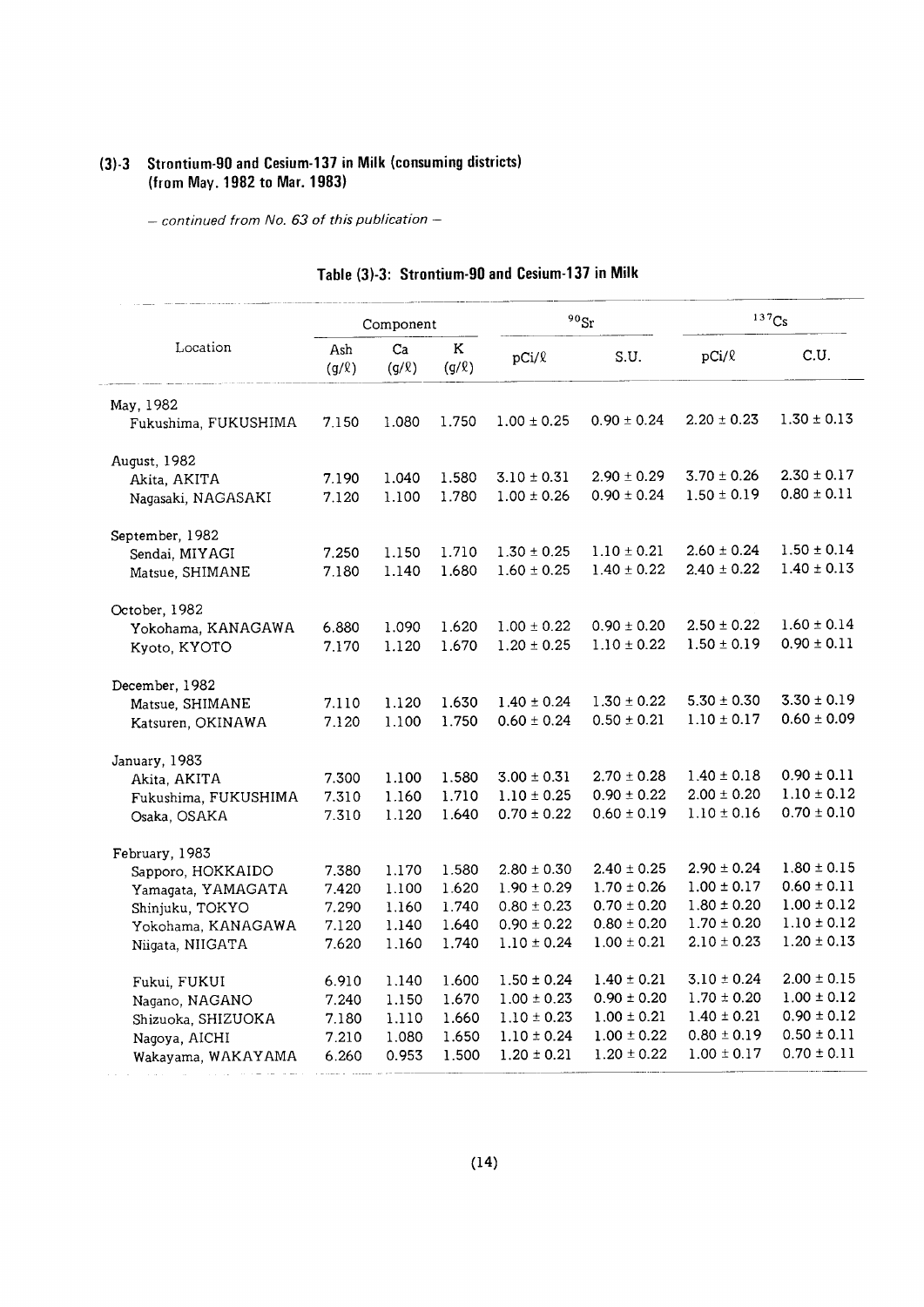### (3)-3 Strontium-90 and Cesium-137 in Milk (consuming districts) (from May. 1982 to Mar. 1983)

*– continued from No. 63 of this publication –*

**Table (3)-3: Strontium-90 and Cesium-137 in Milk**

| Location | Component | | | $^{90}Sr$ | | $^{137}Cs$ | |
|---|---|---|---|---|---|---|---|
| | Ash (g/ℓ) | Ca (g/ℓ) | K (g/ℓ) | pCi/ℓ | S.U. | pCi/ℓ | C.U. |
| May, 1982 | | | | | | | |
| Fukushima, FUKUSHIMA | 7.150 | 1.080 | 1.750 | 1.00 ± 0.25 | 0.90 ± 0.24 | 2.20 ± 0.23 | 1.30 ± 0.13 |
| August, 1982 | | | | | | | |
| Akita, AKITA | 7.190 | 1.040 | 1.580 | 3.10 ± 0.31 | 2.90 ± 0.29 | 3.70 ± 0.26 | 2.30 ± 0.17 |
| Nagasaki, NAGASAKI | 7.120 | 1.100 | 1.780 | 1.00 ± 0.26 | 0.90 ± 0.24 | 1.50 ± 0.19 | 0.80 ± 0.11 |
| September, 1982 | | | | | | | |
| Sendai, MIYAGI | 7.250 | 1.150 | 1.710 | 1.30 ± 0.25 | 1.10 ± 0.21 | 2.60 ± 0.24 | 1.50 ± 0.14 |
| Matsue, SHIMANE | 7.180 | 1.140 | 1.680 | 1.60 ± 0.25 | 1.40 ± 0.22 | 2.40 ± 0.22 | 1.40 ± 0.13 |
| October, 1982 | | | | | | | |
| Yokohama, KANAGAWA | 6.880 | 1.090 | 1.620 | 1.00 ± 0.22 | 0.90 ± 0.20 | 2.50 ± 0.22 | 1.60 ± 0.14 |
| Kyoto, KYOTO | 7.170 | 1.120 | 1.670 | 1.20 ± 0.25 | 1.10 ± 0.22 | 1.50 ± 0.19 | 0.90 ± 0.11 |
| December, 1982 | | | | | | | |
| Matsue, SHIMANE | 7.110 | 1.120 | 1.630 | 1.40 ± 0.24 | 1.30 ± 0.22 | 5.30 ± 0.30 | 3.30 ± 0.19 |
| Katsuren, OKINAWA | 7.120 | 1.100 | 1.750 | 0.60 ± 0.24 | 0.50 ± 0.21 | 1.10 ± 0.17 | 0.60 ± 0.09 |
| January, 1983 | | | | | | | |
| Akita, AKITA | 7.300 | 1.100 | 1.580 | 3.00 ± 0.31 | 2.70 ± 0.28 | 1.40 ± 0.18 | 0.90 ± 0.11 |
| Fukushima, FUKUSHIMA | 7.310 | 1.160 | 1.710 | 1.10 ± 0.25 | 0.90 ± 0.22 | 2.00 ± 0.20 | 1.10 ± 0.12 |
| Osaka, OSAKA | 7.310 | 1.120 | 1.640 | 0.70 ± 0.22 | 0.60 ± 0.19 | 1.10 ± 0.16 | 0.70 ± 0.10 |
| February, 1983 | | | | | | | |
| Sapporo, HOKKAIDO | 7.380 | 1.170 | 1.580 | 2.80 ± 0.30 | 2.40 ± 0.25 | 2.90 ± 0.24 | 1.80 ± 0.15 |
| Yamagata, YAMAGATA | 7.420 | 1.100 | 1.620 | 1.90 ± 0.29 | 1.70 ± 0.26 | 1.00 ± 0.17 | 0.60 ± 0.11 |
| Shinjuku, TOKYO | 7.290 | 1.160 | 1.740 | 0.80 ± 0.23 | 0.70 ± 0.20 | 1.80 ± 0.20 | 1.00 ± 0.12 |
| Yokohama, KANAGAWA | 7.120 | 1.140 | 1.640 | 0.90 ± 0.22 | 0.80 ± 0.20 | 1.70 ± 0.20 | 1.10 ± 0.12 |
| Niigata, NIIGATA | 7.620 | 1.160 | 1.740 | 1.10 ± 0.24 | 1.00 ± 0.21 | 2.10 ± 0.23 | 1.20 ± 0.13 |
| Fukui, FUKUI | 6.910 | 1.140 | 1.600 | 1.50 ± 0.24 | 1.40 ± 0.21 | 3.10 ± 0.24 | 2.00 ± 0.15 |
| Nagano, NAGANO | 7.240 | 1.150 | 1.670 | 1.00 ± 0.23 | 0.90 ± 0.20 | 1.70 ± 0.20 | 1.00 ± 0.12 |
| Shizuoka, SHIZUOKA | 7.180 | 1.110 | 1.660 | 1.10 ± 0.23 | 1.00 ± 0.21 | 1.40 ± 0.21 | 0.90 ± 0.12 |
| Nagoya, AICHI | 7.210 | 1.080 | 1.650 | 1.10 ± 0.24 | 1.00 ± 0.22 | 0.80 ± 0.19 | 0.50 ± 0.11 |
| Wakayama, WAKAYAMA | 6.260 | 0.953 | 1.500 | 1.20 ± 0.21 | 1.20 ± 0.22 | 1.00 ± 0.17 | 0.70 ± 0.11 |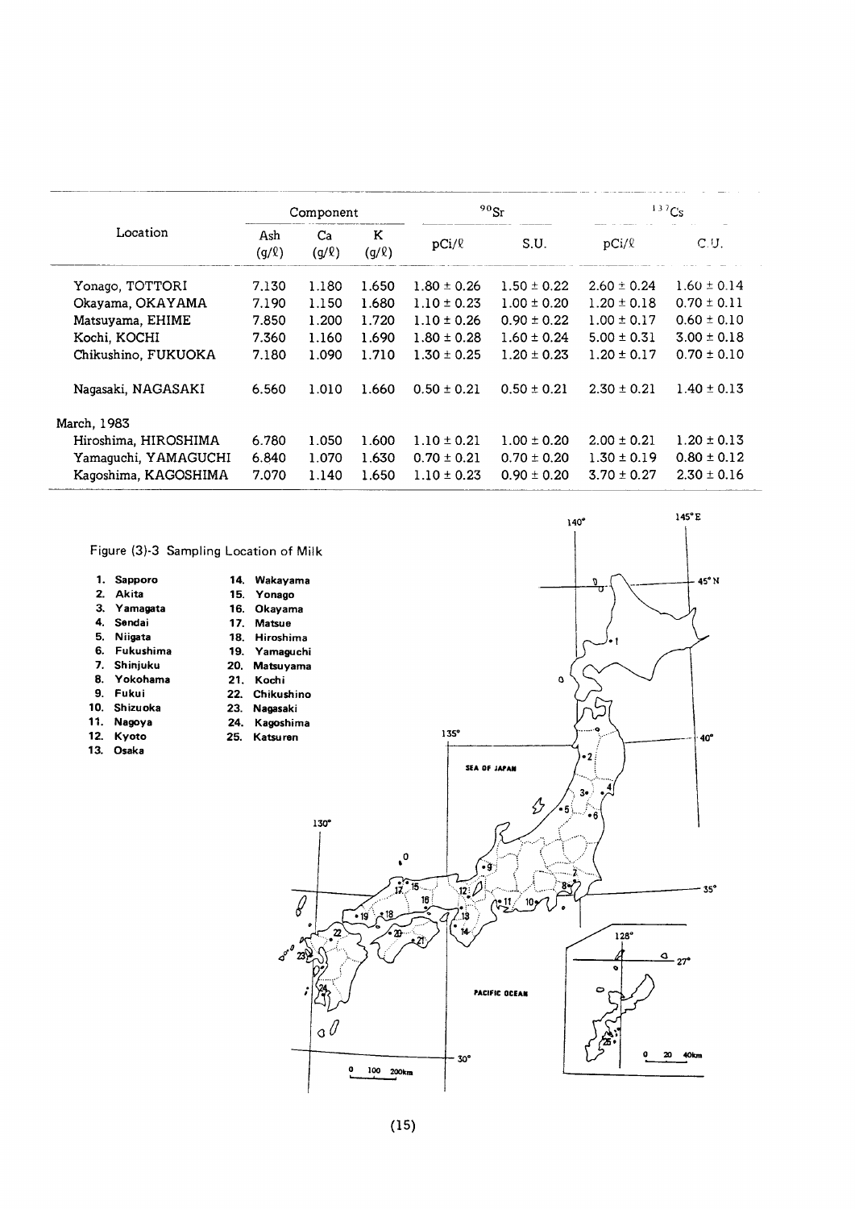| Location | Component | | | $^{90}Sr$ | | $^{137}Cs$ | |
|---|---|---|---|---|---|---|---|
| | Ash (g/ℓ) | Ca (g/ℓ) | K (g/ℓ) | pCi/ℓ | S.U. | pCi/ℓ | C.U. |
| Yonago, TOTTORI | 7.130 | 1.180 | 1.650 | 1.80 ± 0.26 | 1.50 ± 0.22 | 2.60 ± 0.24 | 1.60 ± 0.14 |
| Okayama, OKAYAMA | 7.190 | 1.150 | 1.680 | 1.10 ± 0.23 | 1.00 ± 0.20 | 1.20 ± 0.18 | 0.70 ± 0.11 |
| Matsuyama, EHIME | 7.850 | 1.200 | 1.720 | 1.10 ± 0.26 | 0.90 ± 0.22 | 1.00 ± 0.17 | 0.60 ± 0.10 |
| Kochi, KOCHI | 7.360 | 1.160 | 1.690 | 1.80 ± 0.28 | 1.60 ± 0.24 | 5.00 ± 0.31 | 3.00 ± 0.18 |
| Chikushino, FUKUOKA | 7.180 | 1.090 | 1.710 | 1.30 ± 0.25 | 1.20 ± 0.23 | 1.20 ± 0.17 | 0.70 ± 0.10 |
| Nagasaki, NAGASAKI | 6.560 | 1.010 | 1.660 | 0.50 ± 0.21 | 0.50 ± 0.21 | 2.30 ± 0.21 | 1.40 ± 0.13 |
| March, 1983 | | | | | | | |
| Hiroshima, HIROSHIMA | 6.780 | 1.050 | 1.600 | 1.10 ± 0.21 | 1.00 ± 0.20 | 2.00 ± 0.21 | 1.20 ± 0.13 |
| Yamaguchi, YAMAGUCHI | 6.840 | 1.070 | 1.630 | 0.70 ± 0.21 | 0.70 ± 0.20 | 1.30 ± 0.19 | 0.80 ± 0.12 |
| Kagoshima, KAGOSHIMA | 7.070 | 1.140 | 1.650 | 1.10 ± 0.23 | 0.90 ± 0.20 | 3.70 ± 0.27 | 2.30 ± 0.16 |

Figure (3)-3 Sampling Location of Milk

1. Sapporo
2. Akita
3. Yamagata
4. Sendai
5. Niigata
6. Fukushima
7. Shinjuku
8. Yokohama
9. Fukui
10. Shizuoka
11. Nagoya
12. Kyoto
13. Osaka
14. Wakayama
15. Yonago
16. Okayama
17. Matsue
18. Hiroshima
19. Yamaguchi
20. Matsuyama
21. Kochi
22. Chikushino
23. Nagasaki
24. Kagoshima
25. Katsuren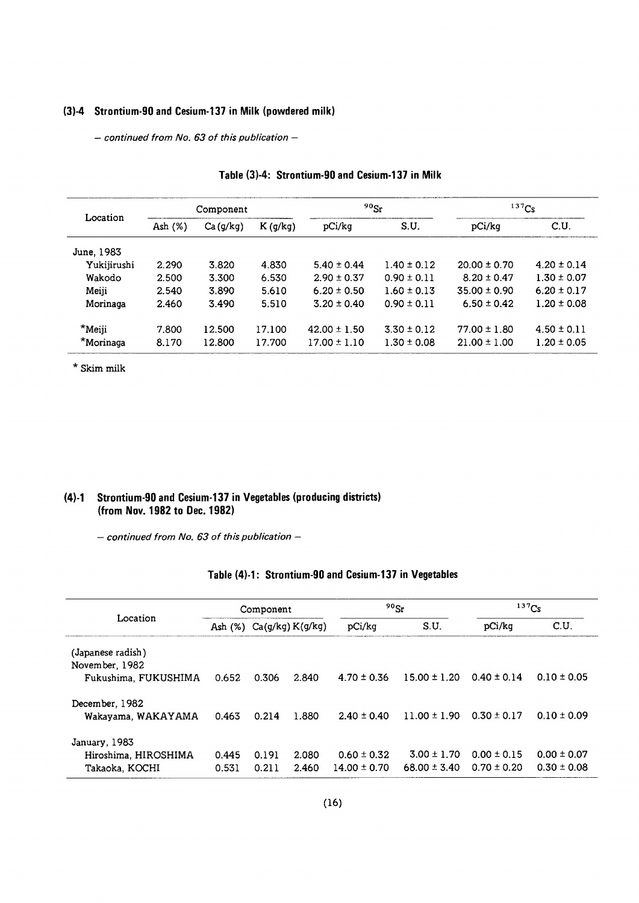### (3)-4 Strontium-90 and Cesium-137 in Milk (powdered milk)

*– continued from No. 63 of this publication –*

**Table (3)-4: Strontium-90 and Cesium-137 in Milk**

| Location | Component | | | $^{90}Sr$ | | $^{137}Cs$ | |
|---|---|---|---|---|---|---|---|
| | Ash (%) | Ca (g/kg) | K (g/kg) | pCi/kg | S.U. | pCi/kg | C.U. |
| June, 1983 | | | | | | | |
| Yukijirushi | 2.290 | 3.820 | 4.830 | 5.40 ± 0.44 | 1.40 ± 0.12 | 20.00 ± 0.70 | 4.20 ± 0.14 |
| Wakodo | 2.500 | 3.300 | 6.530 | 2.90 ± 0.37 | 0.90 ± 0.11 | 8.20 ± 0.47 | 1.30 ± 0.07 |
| Meiji | 2.540 | 3.890 | 5.610 | 6.20 ± 0.50 | 1.60 ± 0.13 | 35.00 ± 0.90 | 6.20 ± 0.17 |
| Morinaga | 2.460 | 3.490 | 5.510 | 3.20 ± 0.40 | 0.90 ± 0.11 | 6.50 ± 0.42 | 1.20 ± 0.08 |
| *Meiji | 7.800 | 12.500 | 17.100 | 42.00 ± 1.50 | 3.30 ± 0.12 | 77.00 ± 1.80 | 4.50 ± 0.11 |
| *Morinaga | 8.170 | 12.800 | 17.700 | 17.00 ± 1.10 | 1.30 ± 0.08 | 21.00 ± 1.00 | 1.20 ± 0.05 |

\* Skim milk

### (4)-1 Strontium-90 and Cesium-137 in Vegetables (producing districts) (from Nov. 1982 to Dec. 1982)

*– continued from No. 63 of this publication –*

**Table (4)-1: Strontium-90 and Cesium-137 in Vegetables**

| Location | Component | | | $^{90}Sr$ | | $^{137}Cs$ | |
|---|---|---|---|---|---|---|---|
| | Ash (%) | Ca(g/kg) | K(g/kg) | pCi/kg | S.U. | pCi/kg | C.U. |
| (Japanese radish) | | | | | | | |
| November, 1982 | | | | | | | |
| Fukushima, FUKUSHIMA | 0.652 | 0.306 | 2.840 | 4.70 ± 0.36 | 15.00 ± 1.20 | 0.40 ± 0.14 | 0.10 ± 0.05 |
| December, 1982 | | | | | | | |
| Wakayama, WAKAYAMA | 0.463 | 0.214 | 1.880 | 2.40 ± 0.40 | 11.00 ± 1.90 | 0.30 ± 0.17 | 0.10 ± 0.09 |
| January, 1983 | | | | | | | |
| Hiroshima, HIROSHIMA | 0.445 | 0.191 | 2.080 | 0.60 ± 0.32 | 3.00 ± 1.70 | 0.00 ± 0.15 | 0.00 ± 0.07 |
| Takaoka, KOCHI | 0.531 | 0.211 | 2.460 | 14.00 ± 0.70 | 68.00 ± 3.40 | 0.70 ± 0.20 | 0.30 ± 0.08 |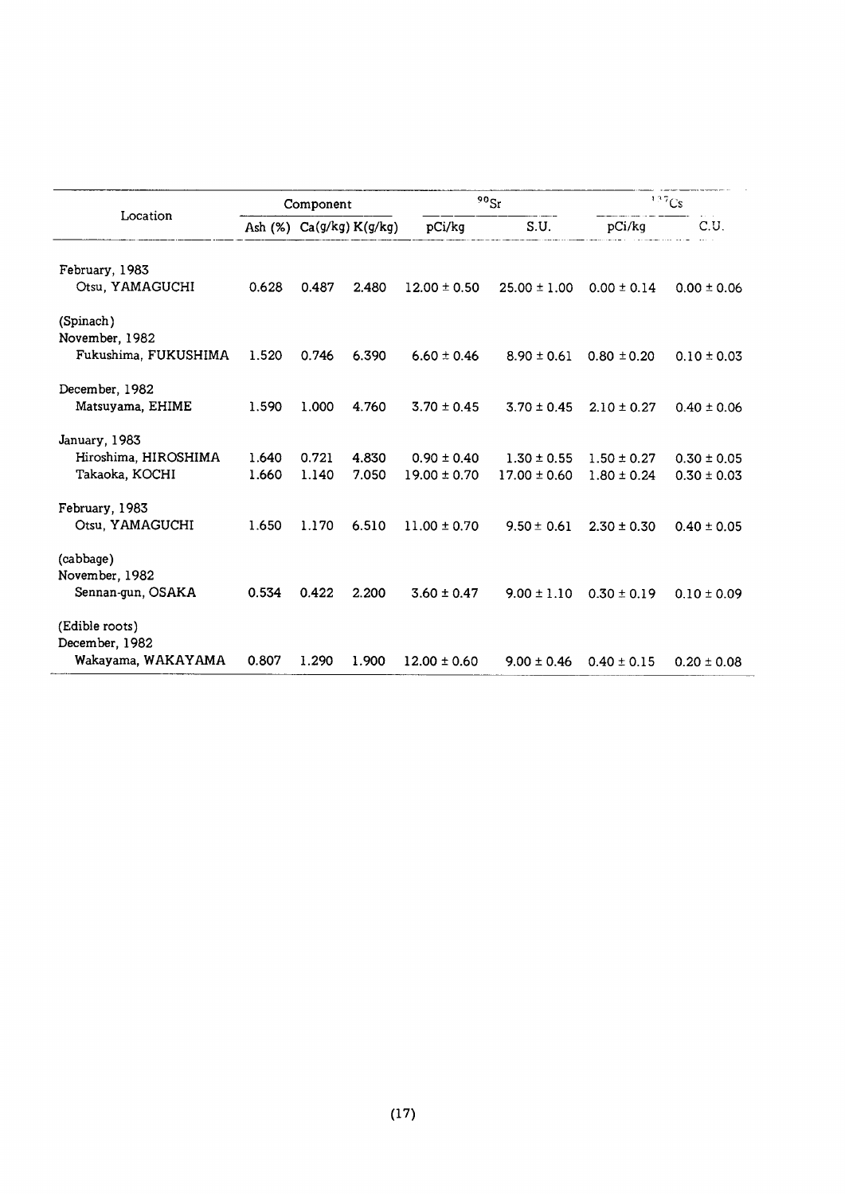| Location | Component | | | $^{90}Sr$ | | $^{137}Cs$ | |
|---|---|---|---|---|---|---|---|
| | Ash (%) | Ca(g/kg) | K(g/kg) | pCi/kg | S.U. | pCi/kg | C.U. |
| February, 1983 | | | | | | | |
| Otsu, YAMAGUCHI | 0.628 | 0.487 | 2.480 | 12.00 ± 0.50 | 25.00 ± 1.00 | 0.00 ± 0.14 | 0.00 ± 0.06 |
| (Spinach) | | | | | | | |
| November, 1982 | | | | | | | |
| Fukushima, FUKUSHIMA | 1.520 | 0.746 | 6.390 | 6.60 ± 0.46 | 8.90 ± 0.61 | 0.80 ± 0.20 | 0.10 ± 0.03 |
| December, 1982 | | | | | | | |
| Matsuyama, EHIME | 1.590 | 1.000 | 4.760 | 3.70 ± 0.45 | 3.70 ± 0.45 | 2.10 ± 0.27 | 0.40 ± 0.06 |
| January, 1983 | | | | | | | |
| Hiroshima, HIROSHIMA | 1.640 | 0.721 | 4.830 | 0.90 ± 0.40 | 1.30 ± 0.55 | 1.50 ± 0.27 | 0.30 ± 0.05 |
| Takaoka, KOCHI | 1.660 | 1.140 | 7.050 | 19.00 ± 0.70 | 17.00 ± 0.60 | 1.80 ± 0.24 | 0.30 ± 0.03 |
| February, 1983 | | | | | | | |
| Otsu, YAMAGUCHI | 1.650 | 1.170 | 6.510 | 11.00 ± 0.70 | 9.50 ± 0.61 | 2.30 ± 0.30 | 0.40 ± 0.05 |
| (cabbage) | | | | | | | |
| November, 1982 | | | | | | | |
| Sennan-gun, OSAKA | 0.534 | 0.422 | 2.200 | 3.60 ± 0.47 | 9.00 ± 1.10 | 0.30 ± 0.19 | 0.10 ± 0.09 |
| (Edible roots) | | | | | | | |
| December, 1982 | | | | | | | |
| Wakayama, WAKAYAMA | 0.807 | 1.290 | 1.900 | 12.00 ± 0.60 | 9.00 ± 0.46 | 0.40 ± 0.15 | 0.20 ± 0.08 |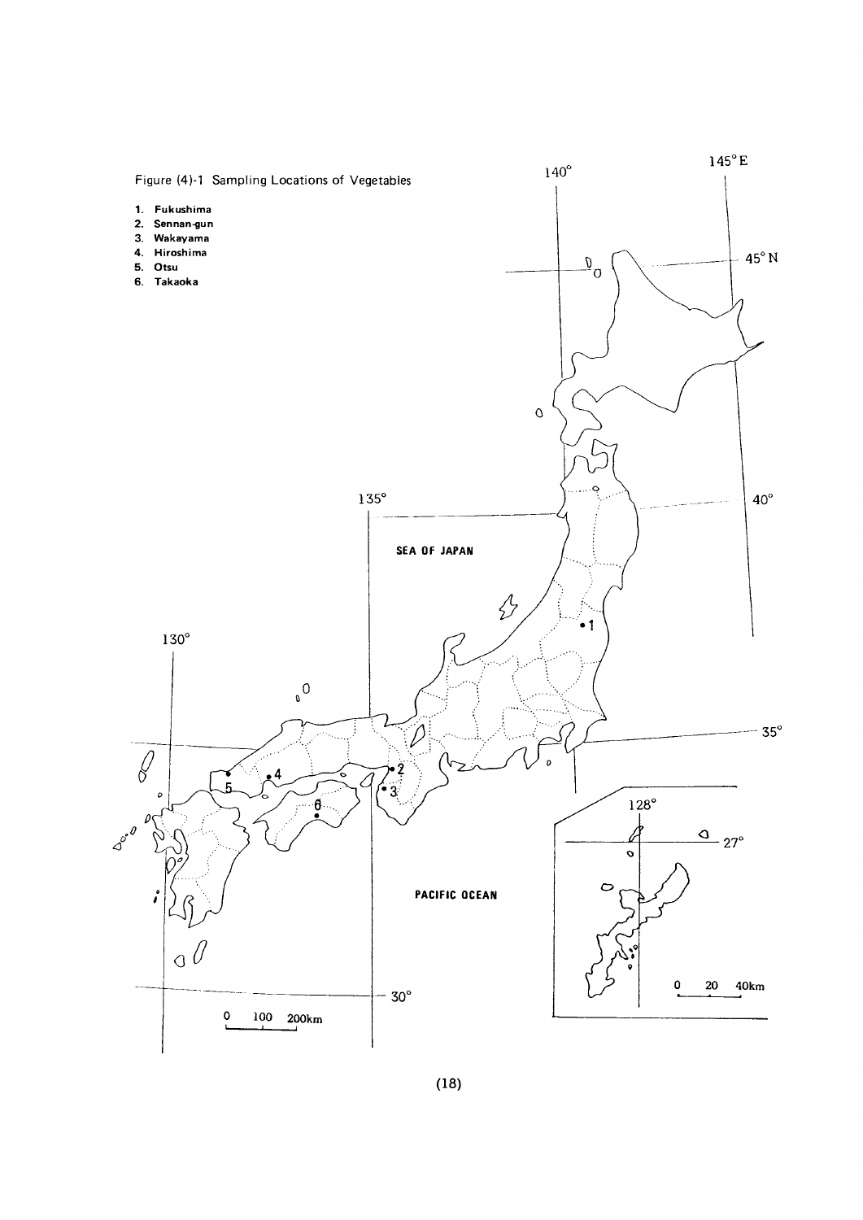Figure (4)-1 Sampling Locations of Vegetables

1. Fukushima
2. Sennan-gun
3. Wakayama
4. Hiroshima
5. Otsu
6. Takaoka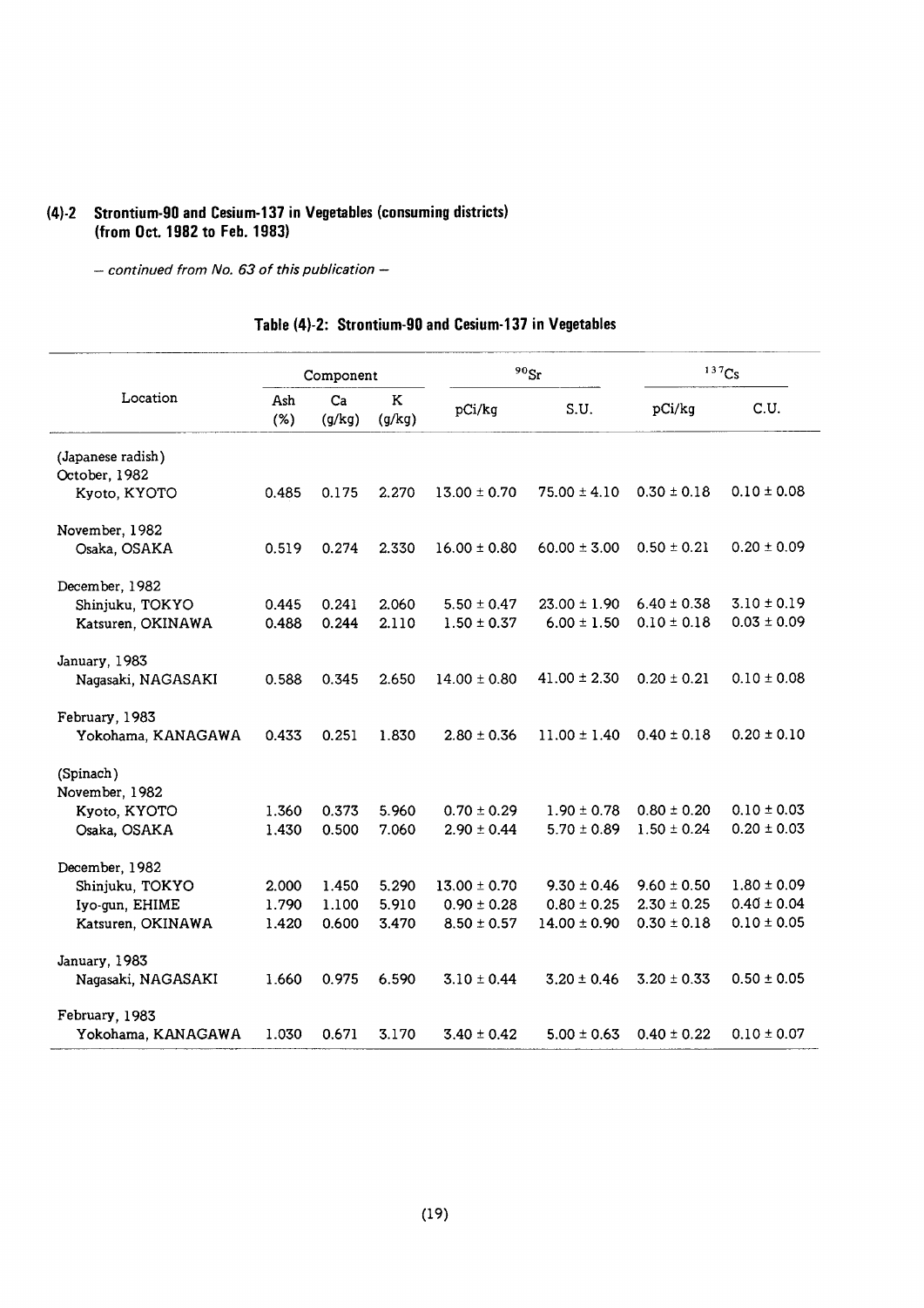## (4)-2 Strontium-90 and Cesium-137 in Vegetables (consuming districts) (from Oct. 1982 to Feb. 1983)

*– continued from No. 63 of this publication –*

### Table (4)-2: Strontium-90 and Cesium-137 in Vegetables

| Location | Component | | | $^{90}Sr$ | | $^{137}Cs$ | |
|---|---|---|---|---|---|---|---|
| | Ash (%) | Ca (g/kg) | K (g/kg) | pCi/kg | S.U. | pCi/kg | C.U. |
| (Japanese radish) | | | | | | | |
| October, 1982 | | | | | | | |
| Kyoto, KYOTO | 0.485 | 0.175 | 2.270 | 13.00 ± 0.70 | 75.00 ± 4.10 | 0.30 ± 0.18 | 0.10 ± 0.08 |
| November, 1982 | | | | | | | |
| Osaka, OSAKA | 0.519 | 0.274 | 2.330 | 16.00 ± 0.80 | 60.00 ± 3.00 | 0.50 ± 0.21 | 0.20 ± 0.09 |
| December, 1982 | | | | | | | |
| Shinjuku, TOKYO | 0.445 | 0.241 | 2.060 | 5.50 ± 0.47 | 23.00 ± 1.90 | 6.40 ± 0.38 | 3.10 ± 0.19 |
| Katsuren, OKINAWA | 0.488 | 0.244 | 2.110 | 1.50 ± 0.37 | 6.00 ± 1.50 | 0.10 ± 0.18 | 0.03 ± 0.09 |
| January, 1983 | | | | | | | |
| Nagasaki, NAGASAKI | 0.588 | 0.345 | 2.650 | 14.00 ± 0.80 | 41.00 ± 2.30 | 0.20 ± 0.21 | 0.10 ± 0.08 |
| February, 1983 | | | | | | | |
| Yokohama, KANAGAWA | 0.433 | 0.251 | 1.830 | 2.80 ± 0.36 | 11.00 ± 1.40 | 0.40 ± 0.18 | 0.20 ± 0.10 |
| (Spinach) | | | | | | | |
| November, 1982 | | | | | | | |
| Kyoto, KYOTO | 1.360 | 0.373 | 5.960 | 0.70 ± 0.29 | 1.90 ± 0.78 | 0.80 ± 0.20 | 0.10 ± 0.03 |
| Osaka, OSAKA | 1.430 | 0.500 | 7.060 | 2.90 ± 0.44 | 5.70 ± 0.89 | 1.50 ± 0.24 | 0.20 ± 0.03 |
| December, 1982 | | | | | | | |
| Shinjuku, TOKYO | 2.000 | 1.450 | 5.290 | 13.00 ± 0.70 | 9.30 ± 0.46 | 9.60 ± 0.50 | 1.80 ± 0.09 |
| Iyo-gun, EHIME | 1.790 | 1.100 | 5.910 | 0.90 ± 0.28 | 0.80 ± 0.25 | 2.30 ± 0.25 | 0.40 ± 0.04 |
| Katsuren, OKINAWA | 1.420 | 0.600 | 3.470 | 8.50 ± 0.57 | 14.00 ± 0.90 | 0.30 ± 0.18 | 0.10 ± 0.05 |
| January, 1983 | | | | | | | |
| Nagasaki, NAGASAKI | 1.660 | 0.975 | 6.590 | 3.10 ± 0.44 | 3.20 ± 0.46 | 3.20 ± 0.33 | 0.50 ± 0.05 |
| February, 1983 | | | | | | | |
| Yokohama, KANAGAWA | 1.030 | 0.671 | 3.170 | 3.40 ± 0.42 | 5.00 ± 0.63 | 0.40 ± 0.22 | 0.10 ± 0.07 |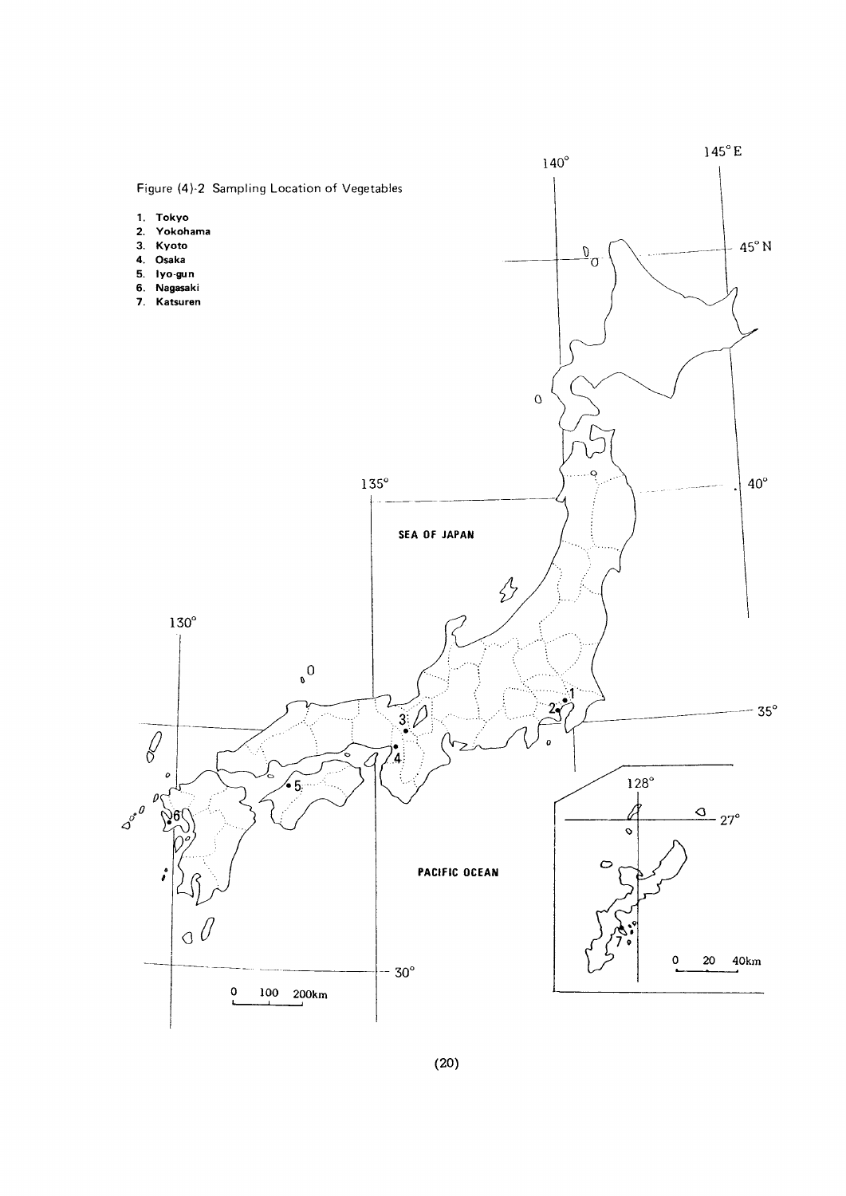Figure (4)-2 Sampling Location of Vegetables

1. Tokyo
2. Yokohama
3. Kyoto
4. Osaka
5. Iyo-gun
6. Nagasaki
7. Katsuren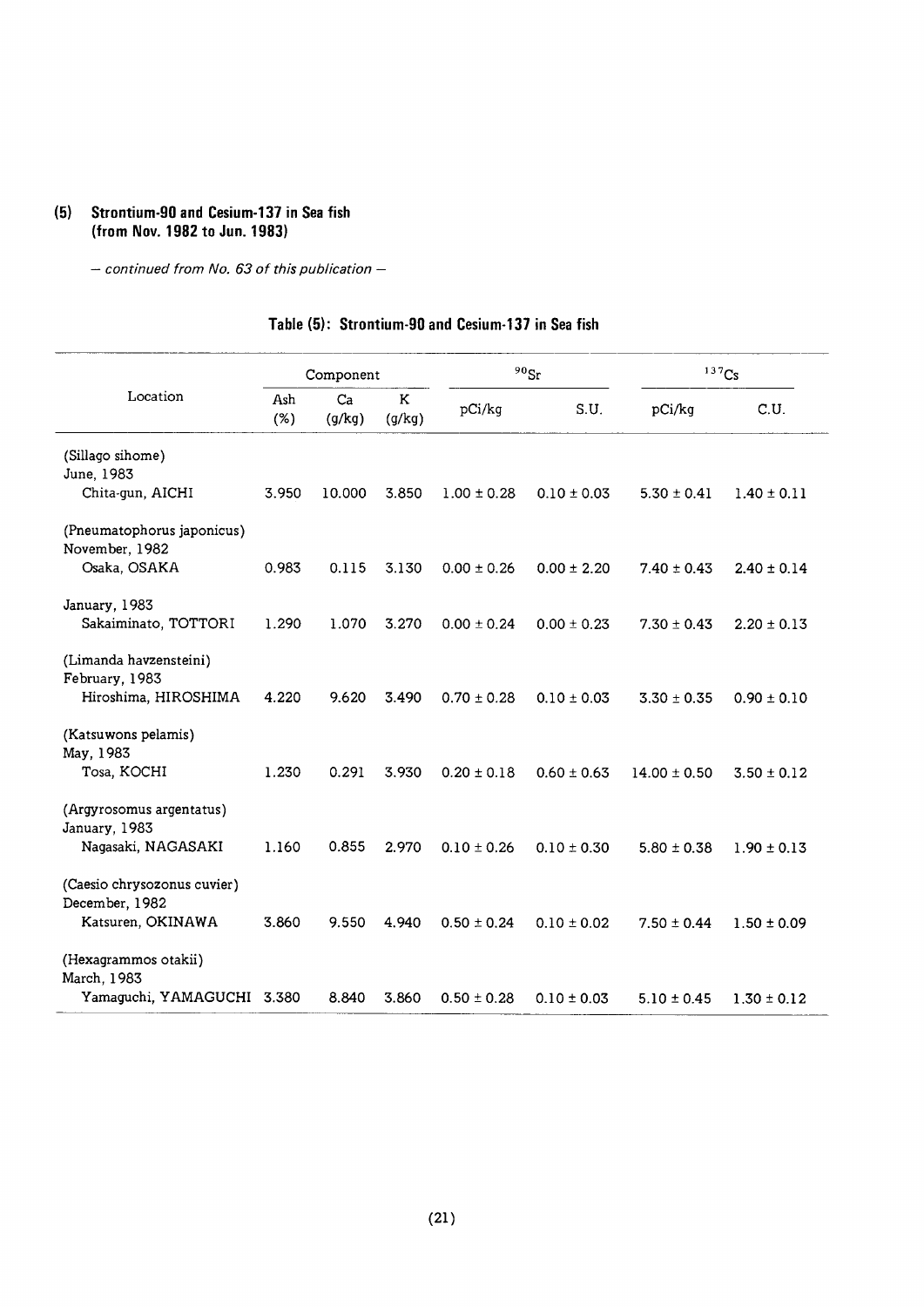## (5) Strontium-90 and Cesium-137 in Sea fish (from Nov. 1982 to Jun. 1983)

*– continued from No. 63 of this publication –*

### Table (5): Strontium-90 and Cesium-137 in Sea fish

| Location | Component | | | $^{90}Sr$ | | $^{137}Cs$ | |
|---|---|---|---|---|---|---|---|
| | Ash (%) | Ca (g/kg) | K (g/kg) | pCi/kg | S.U. | pCi/kg | C.U. |
| (Sillago sihome) June, 1983 Chita-gun, AICHI | 3.950 | 10.000 | 3.850 | 1.00 ± 0.28 | 0.10 ± 0.03 | 5.30 ± 0.41 | 1.40 ± 0.11 |
| (Pneumatophorus japonicus) November, 1982 Osaka, OSAKA | 0.983 | 0.115 | 3.130 | 0.00 ± 0.26 | 0.00 ± 2.20 | 7.40 ± 0.43 | 2.40 ± 0.14 |
| January, 1983 Sakaiminato, TOTTORI | 1.290 | 1.070 | 3.270 | 0.00 ± 0.24 | 0.00 ± 0.23 | 7.30 ± 0.43 | 2.20 ± 0.13 |
| (Limanda havzensteini) February, 1983 Hiroshima, HIROSHIMA | 4.220 | 9.620 | 3.490 | 0.70 ± 0.28 | 0.10 ± 0.03 | 3.30 ± 0.35 | 0.90 ± 0.10 |
| (Katsuwons pelamis) May, 1983 Tosa, KOCHI | 1.230 | 0.291 | 3.930 | 0.20 ± 0.18 | 0.60 ± 0.63 | 14.00 ± 0.50 | 3.50 ± 0.12 |
| (Argyrosomus argentatus) January, 1983 Nagasaki, NAGASAKI | 1.160 | 0.855 | 2.970 | 0.10 ± 0.26 | 0.10 ± 0.30 | 5.80 ± 0.38 | 1.90 ± 0.13 |
| (Caesio chrysozonus cuvier) December, 1982 Katsuren, OKINAWA | 3.860 | 9.550 | 4.940 | 0.50 ± 0.24 | 0.10 ± 0.02 | 7.50 ± 0.44 | 1.50 ± 0.09 |
| (Hexagrammos otakii) March, 1983 Yamaguchi, YAMAGUCHI | 3.380 | 8.840 | 3.860 | 0.50 ± 0.28 | 0.10 ± 0.03 | 5.10 ± 0.45 | 1.30 ± 0.12 |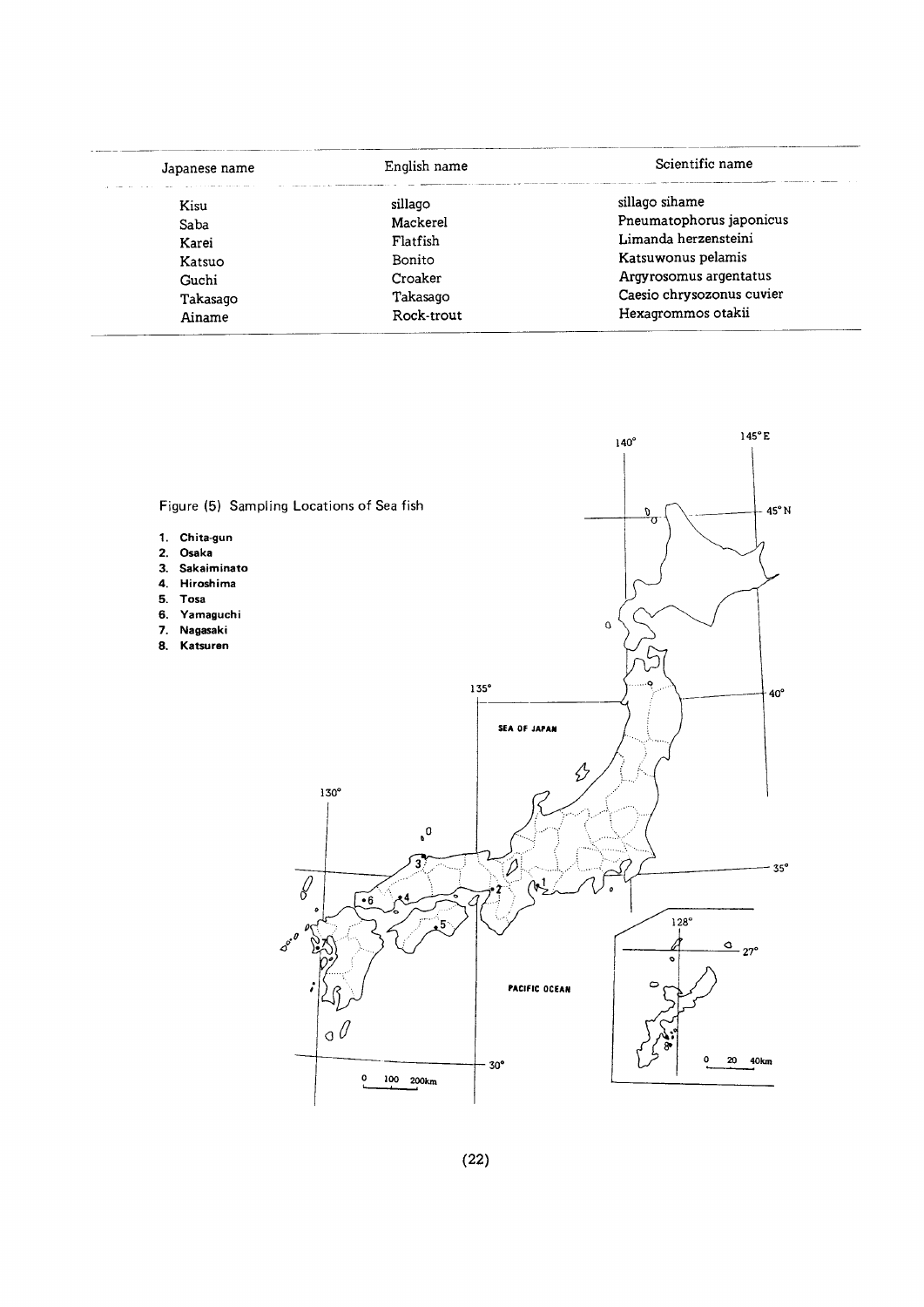| Japanese name | English name | Scientific name |
|---|---|---|
| Kisu | sillago | sillago sihame |
| Saba | Mackerel | Pneumatophorus japonicus |
| Karei | Flatfish | Limanda herzensteini |
| Katsuo | Bonito | Katsuwonus pelamis |
| Guchi | Croaker | Argyrosomus argentatus |
| Takasago | Takasago | Caesio chrysozonus cuvier |
| Ainame | Rock-trout | Hexagrommos otakii |

Figure (5) Sampling Locations of Sea fish

1. **Chita-gun**
2. **Osaka**
3. **Sakaiminato**
4. **Hiroshima**
5. **Tosa**
6. **Yamaguchi**
7. **Nagasaki**
8. **Katsuren**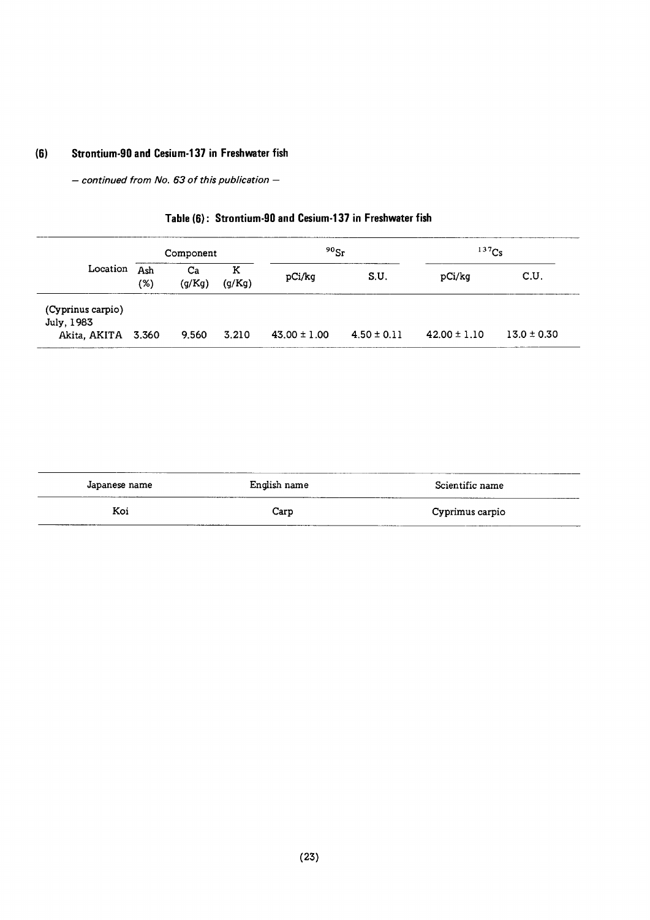## (6) Strontium-90 and Cesium-137 in Freshwater fish

*— continued from No. 63 of this publication —*

### Table (6): Strontium-90 and Cesium-137 in Freshwater fish

| Location | Component | | | $^{90}Sr$ | | $^{137}Cs$ | |
|---|---|---|---|---|---|---|---|
| | Ash (%) | Ca (g/Kg) | K (g/Kg) | pCi/kg | S.U. | pCi/kg | C.U. |
| (Cyprinus carpio) July, 1983 Akita, AKITA | 3.360 | 9.560 | 3.210 | 43.00 ± 1.00 | 4.50 ± 0.11 | 42.00 ± 1.10 | 13.0 ± 0.30 |

| Japanese name | English name | Scientific name |
|---|---|---|
| Koi | Carp | Cyprimus carpio |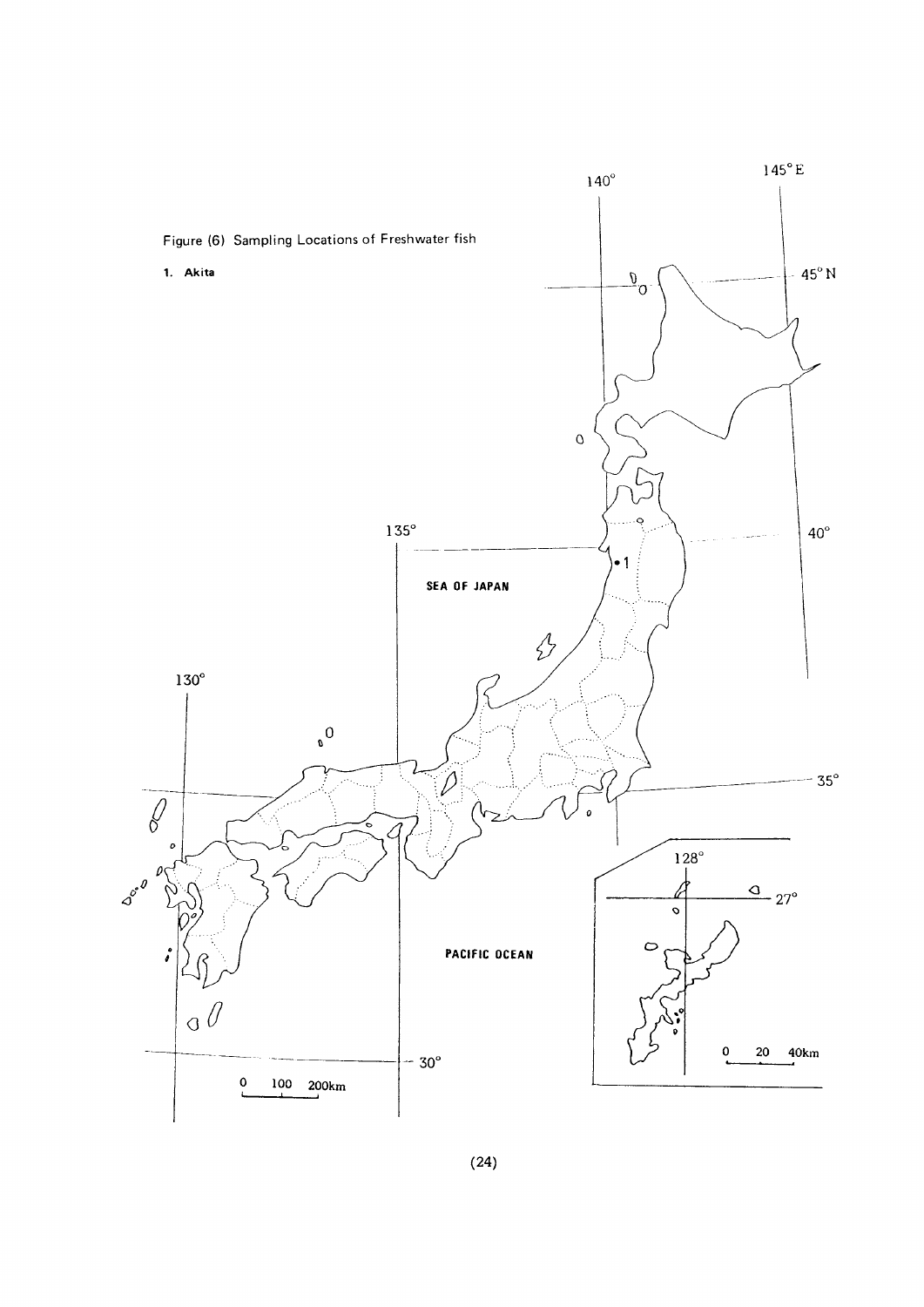Figure (6) Sampling Locations of Freshwater fish

1. Akita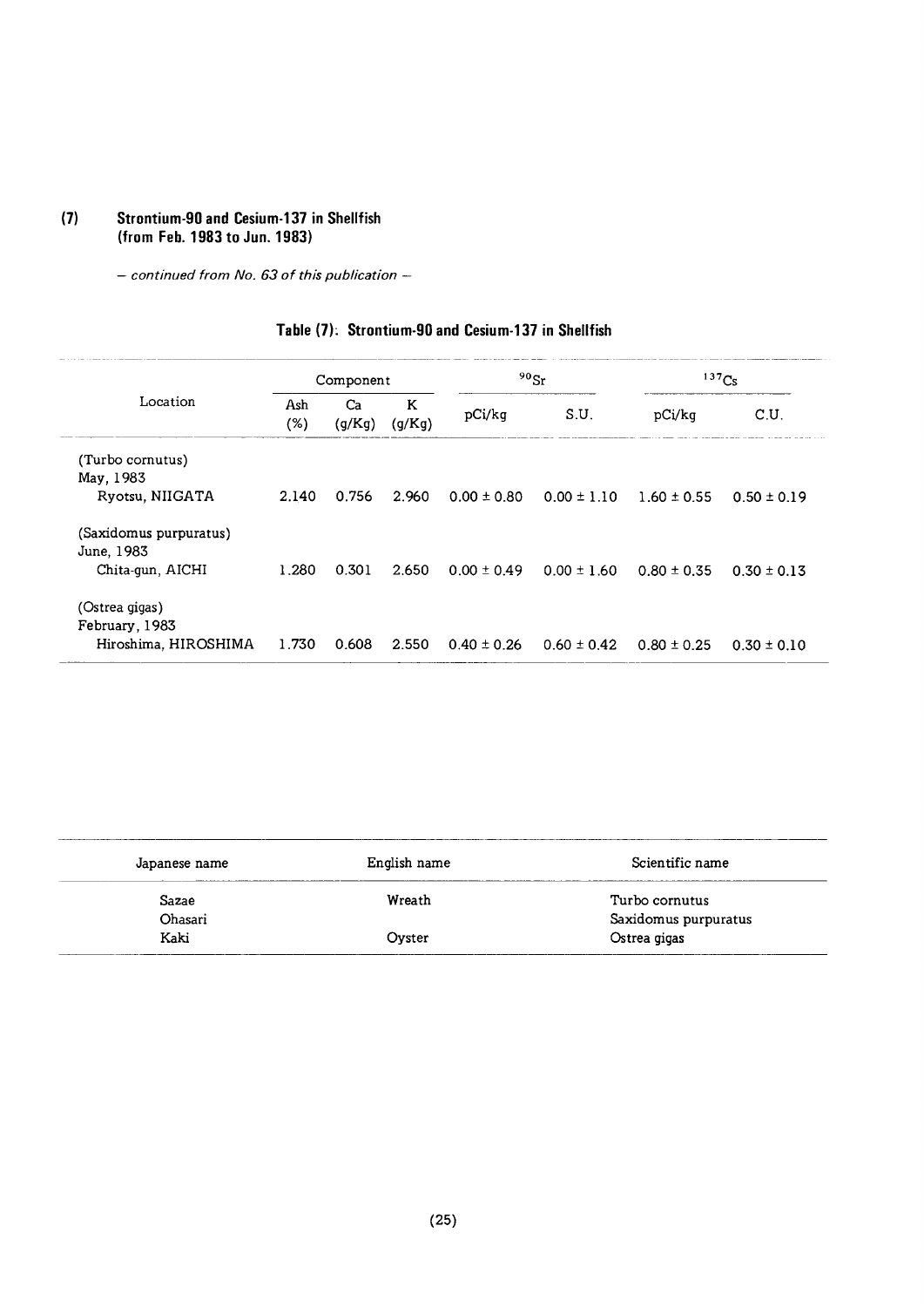## (7) Strontium-90 and Cesium-137 in Shellfish (from Feb. 1983 to Jun. 1983)

*– continued from No. 63 of this publication –*

### Table (7): Strontium-90 and Cesium-137 in Shellfish

| Location | Component | | | $^{90}Sr$ | | $^{137}Cs$ | |
|---|---|---|---|---|---|---|---|
| | Ash (%) | Ca (g/Kg) | K (g/Kg) | pCi/kg | S.U. | pCi/kg | C.U. |
| (Turbo cornutus) May, 1983 Ryotsu, NIIGATA | 2.140 | 0.756 | 2.960 | 0.00 ± 0.80 | 0.00 ± 1.10 | 1.60 ± 0.55 | 0.50 ± 0.19 |
| (Saxidomus purpuratus) June, 1983 Chita-gun, AICHI | 1.280 | 0.301 | 2.650 | 0.00 ± 0.49 | 0.00 ± 1.60 | 0.80 ± 0.35 | 0.30 ± 0.13 |
| (Ostrea gigas) February, 1983 Hiroshima, HIROSHIMA | 1.730 | 0.608 | 2.550 | 0.40 ± 0.26 | 0.60 ± 0.42 | 0.80 ± 0.25 | 0.30 ± 0.10 |

| Japanese name | English name | Scientific name |
|---|---|---|
| Sazae | Wreath | Turbo cornutus |
| Ohasari | | Saxidomus purpuratus |
| Kaki | Oyster | Ostrea gigas |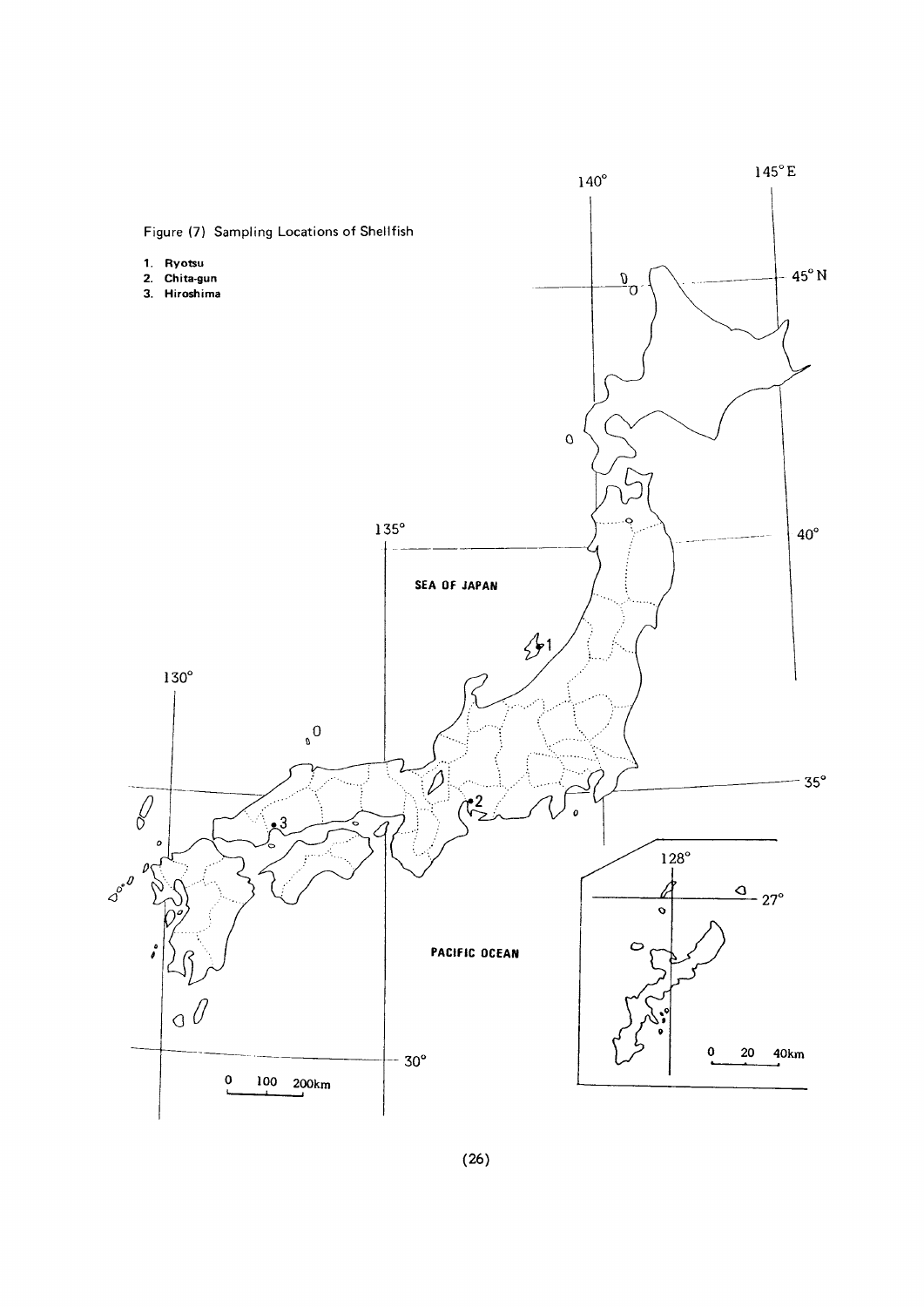Figure (7) Sampling Locations of Shellfish

1. Ryotsu
2. Chita-gun
3. Hiroshima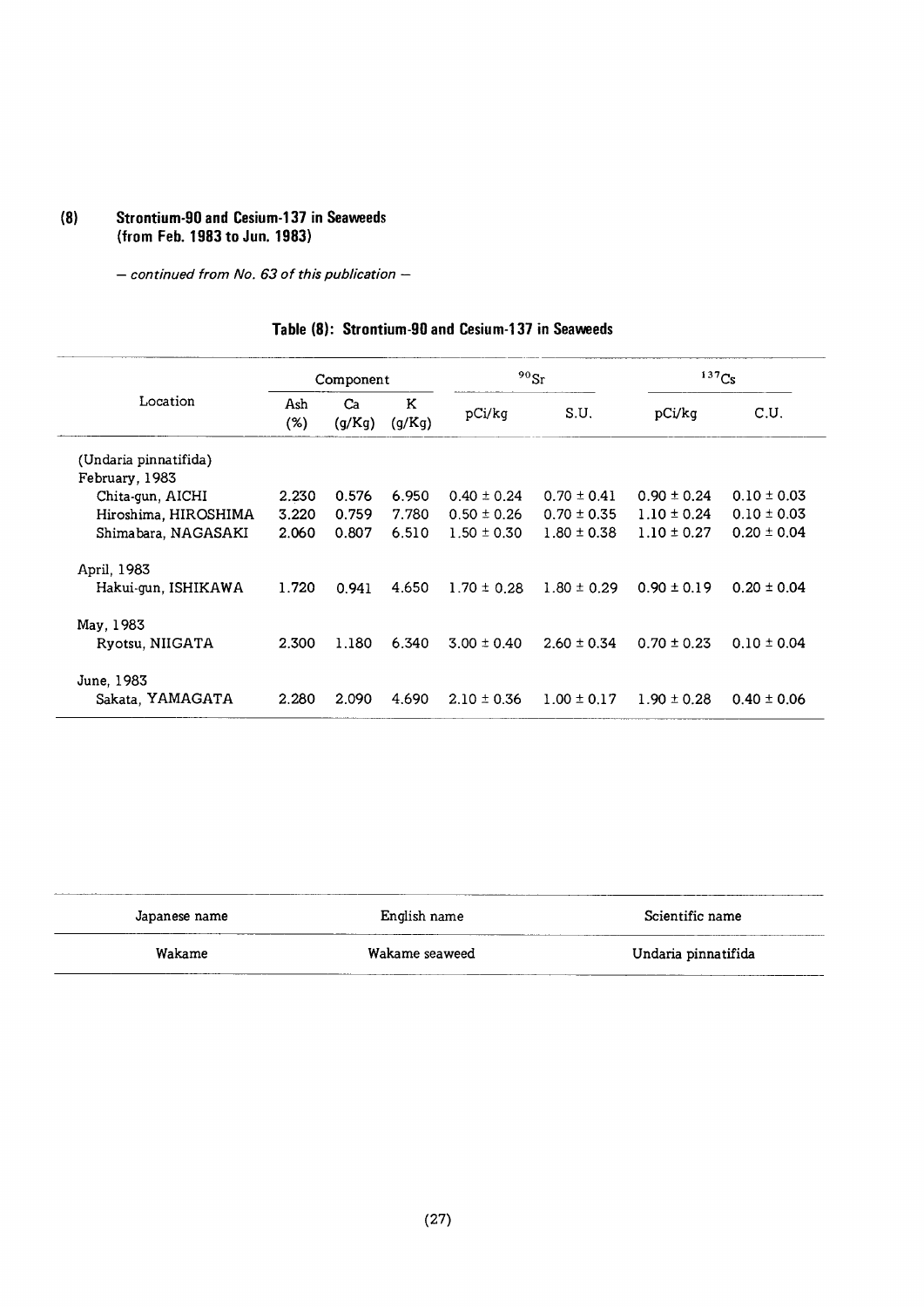## (8) Strontium-90 and Cesium-137 in Seaweeds (from Feb. 1983 to Jun. 1983)

*— continued from No. 63 of this publication —*

### Table (8): Strontium-90 and Cesium-137 in Seaweeds

| Location | Component | | | $^{90}Sr$ | | $^{137}Cs$ | |
|---|---|---|---|---|---|---|---|
| | Ash (%) | Ca (g/Kg) | K (g/Kg) | pCi/kg | S.U. | pCi/kg | C.U. |
| (Undaria pinnatifida) | | | | | | | |
| February, 1983 | | | | | | | |
| Chita-gun, AICHI | 2.230 | 0.576 | 6.950 | 0.40 ± 0.24 | 0.70 ± 0.41 | 0.90 ± 0.24 | 0.10 ± 0.03 |
| Hiroshima, HIROSHIMA | 3.220 | 0.759 | 7.780 | 0.50 ± 0.26 | 0.70 ± 0.35 | 1.10 ± 0.24 | 0.10 ± 0.03 |
| Shimabara, NAGASAKI | 2.060 | 0.807 | 6.510 | 1.50 ± 0.30 | 1.80 ± 0.38 | 1.10 ± 0.27 | 0.20 ± 0.04 |
| April, 1983 | | | | | | | |
| Hakui-gun, ISHIKAWA | 1.720 | 0.941 | 4.650 | 1.70 ± 0.28 | 1.80 ± 0.29 | 0.90 ± 0.19 | 0.20 ± 0.04 |
| May, 1983 | | | | | | | |
| Ryotsu, NIIGATA | 2.300 | 1.180 | 6.340 | 3.00 ± 0.40 | 2.60 ± 0.34 | 0.70 ± 0.23 | 0.10 ± 0.04 |
| June, 1983 | | | | | | | |
| Sakata, YAMAGATA | 2.280 | 2.090 | 4.690 | 2.10 ± 0.36 | 1.00 ± 0.17 | 1.90 ± 0.28 | 0.40 ± 0.06 |

| Japanese name | English name | Scientific name |
|---|---|---|
| Wakame | Wakame seaweed | Undaria pinnatifida |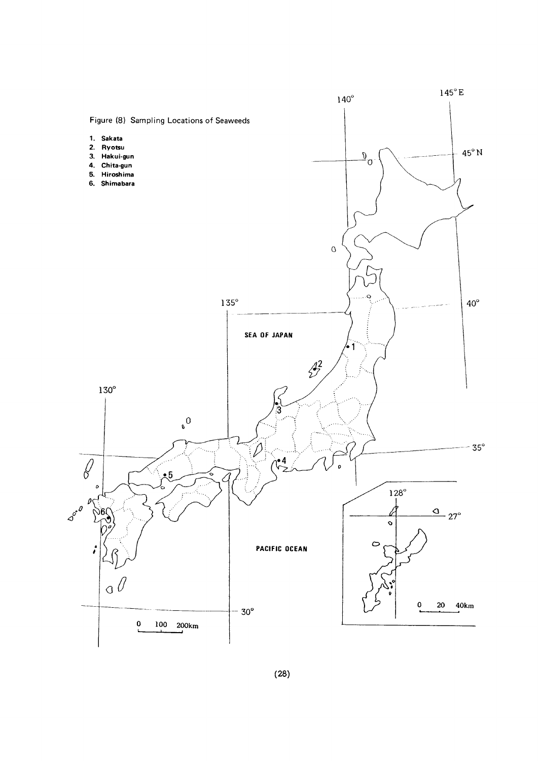Figure (8) Sampling Locations of Seaweeds

1. Sakata
2. Ryotsu
3. Hakui-gun
4. Chita-gun
5. Hiroshima
6. Shimabara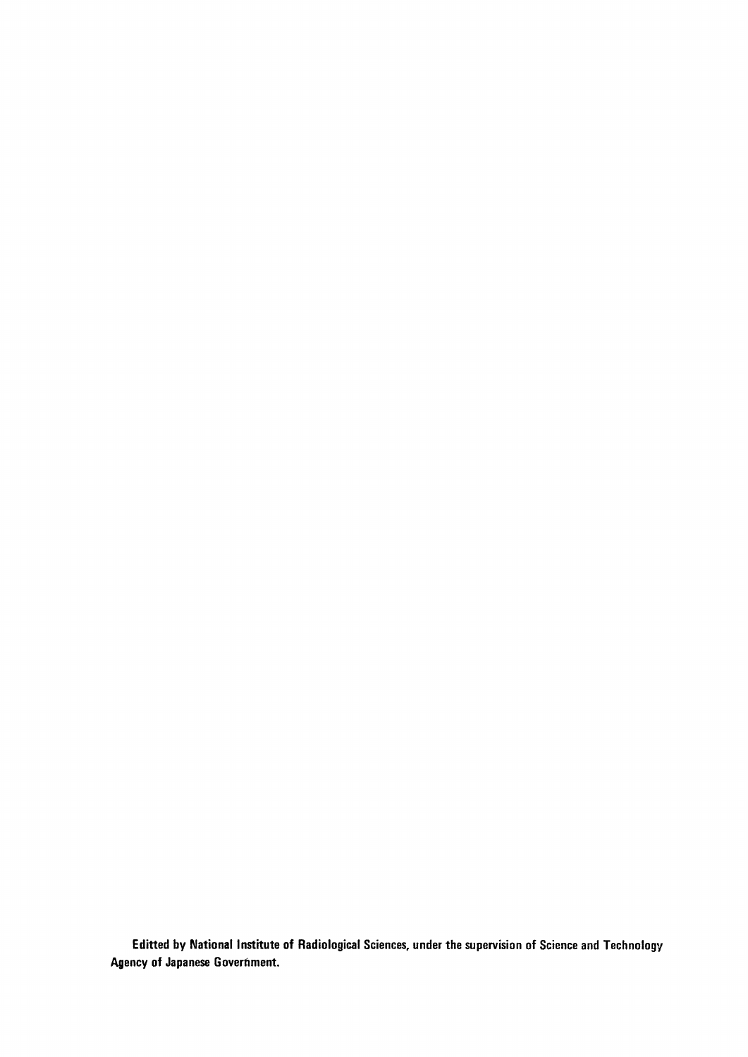Editted by National Institute of Radiological Sciences, under the supervision of Science and Technology Agency of Japanese Government.